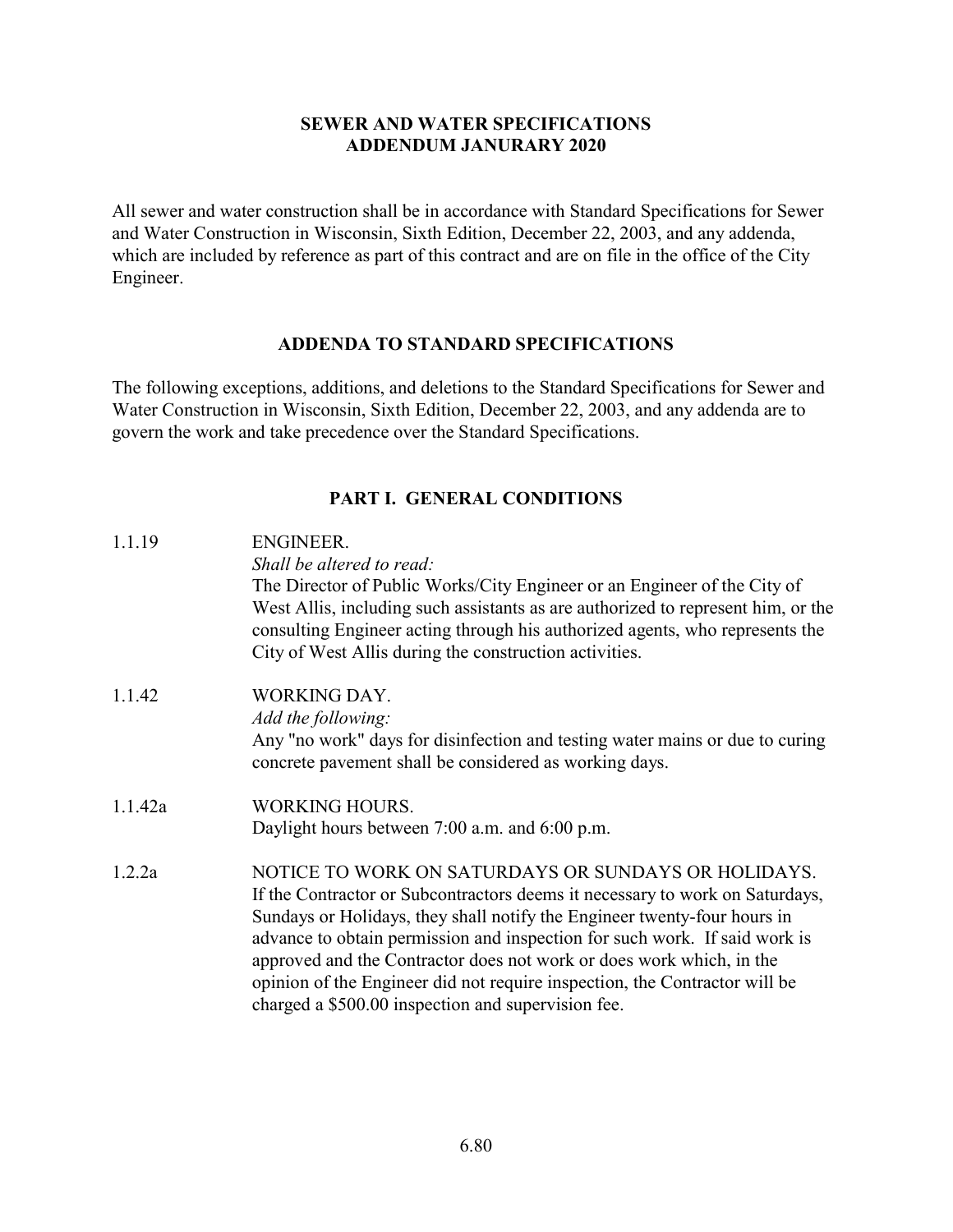# SEWER AND WATER SPECIFICATIONS
# ADDENDUM JANURARY 2020

All sewer and water construction shall be in accordance with Standard Specifications for Sewer and Water Construction in Wisconsin, Sixth Edition, December 22, 2003, and any addenda, which are included by reference as part of this contract and are on file in the office of the City Engineer.

## ADDENDA TO STANDARD SPECIFICATIONS

The following exceptions, additions, and deletions to the Standard Specifications for Sewer and Water Construction in Wisconsin, Sixth Edition, December 22, 2003, and any addenda are to govern the work and take precedence over the Standard Specifications.

## PART I. GENERAL CONDITIONS

**1.1.19** ENGINEER.
*Shall be altered to read:*
The Director of Public Works/City Engineer or an Engineer of the City of West Allis, including such assistants as are authorized to represent him, or the consulting Engineer acting through his authorized agents, who represents the City of West Allis during the construction activities.

**1.1.42** WORKING DAY.
*Add the following:*
Any "no work" days for disinfection and testing water mains or due to curing concrete pavement shall be considered as working days.

**1.1.42a** WORKING HOURS.
Daylight hours between 7:00 a.m. and 6:00 p.m.

**1.2.2a** NOTICE TO WORK ON SATURDAYS OR SUNDAYS OR HOLIDAYS.
If the Contractor or Subcontractors deems it necessary to work on Saturdays, Sundays or Holidays, they shall notify the Engineer twenty-four hours in advance to obtain permission and inspection for such work. If said work is approved and the Contractor does not work or does work which, in the opinion of the Engineer did not require inspection, the Contractor will be charged a $500.00 inspection and supervision fee.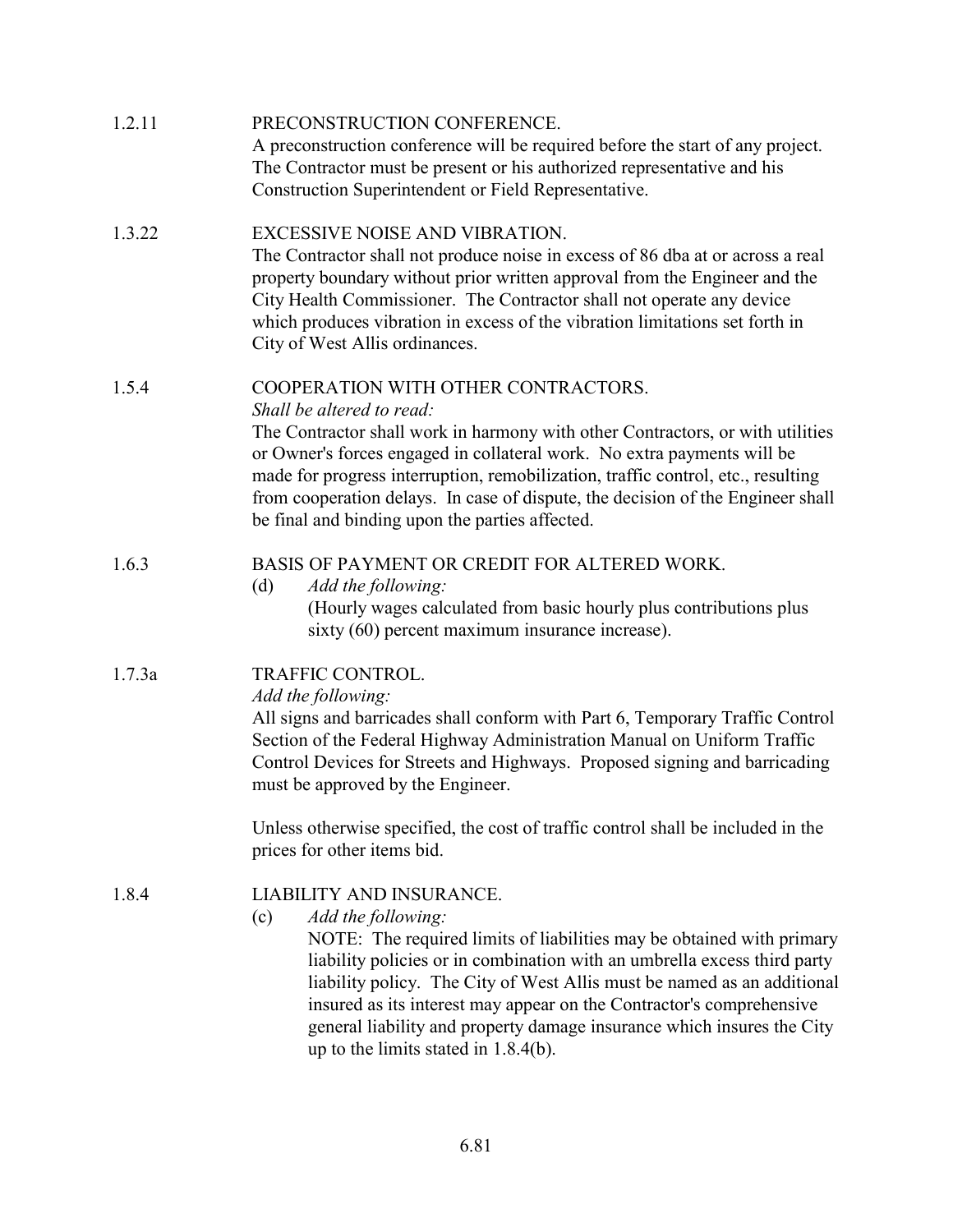1.2.11 PRECONSTRUCTION CONFERENCE.

A preconstruction conference will be required before the start of any project. The Contractor must be present or his authorized representative and his Construction Superintendent or Field Representative.

1.3.22 EXCESSIVE NOISE AND VIBRATION.

The Contractor shall not produce noise in excess of 86 dba at or across a real property boundary without prior written approval from the Engineer and the City Health Commissioner. The Contractor shall not operate any device which produces vibration in excess of the vibration limitations set forth in City of West Allis ordinances.

1.5.4 COOPERATION WITH OTHER CONTRACTORS.

*Shall be altered to read:*

The Contractor shall work in harmony with other Contractors, or with utilities or Owner's forces engaged in collateral work. No extra payments will be made for progress interruption, remobilization, traffic control, etc., resulting from cooperation delays. In case of dispute, the decision of the Engineer shall be final and binding upon the parties affected.

1.6.3 BASIS OF PAYMENT OR CREDIT FOR ALTERED WORK.

(d) *Add the following:*

(Hourly wages calculated from basic hourly plus contributions plus sixty (60) percent maximum insurance increase).

1.7.3a TRAFFIC CONTROL.

*Add the following:*

All signs and barricades shall conform with Part 6, Temporary Traffic Control Section of the Federal Highway Administration Manual on Uniform Traffic Control Devices for Streets and Highways. Proposed signing and barricading must be approved by the Engineer.

Unless otherwise specified, the cost of traffic control shall be included in the prices for other items bid.

1.8.4 LIABILITY AND INSURANCE.

(c) *Add the following:*

NOTE: The required limits of liabilities may be obtained with primary liability policies or in combination with an umbrella excess third party liability policy. The City of West Allis must be named as an additional insured as its interest may appear on the Contractor's comprehensive general liability and property damage insurance which insures the City up to the limits stated in 1.8.4(b).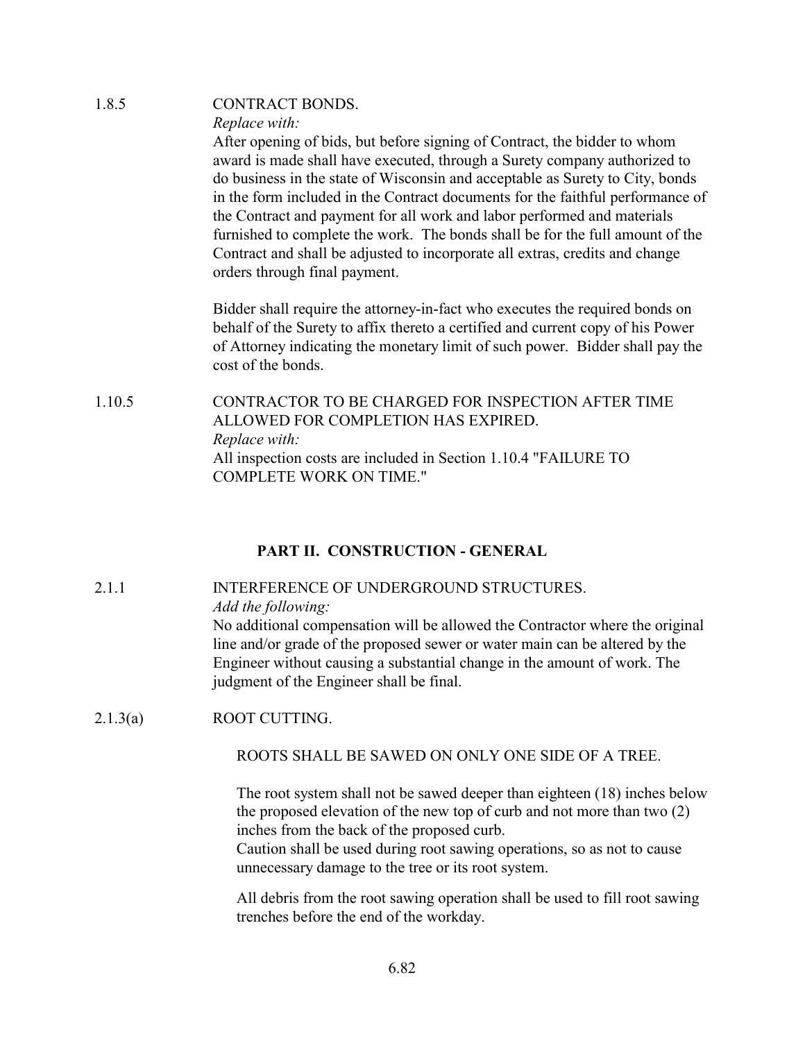1.8.5 CONTRACT BONDS.

*Replace with:*

After opening of bids, but before signing of Contract, the bidder to whom award is made shall have executed, through a Surety company authorized to do business in the state of Wisconsin and acceptable as Surety to City, bonds in the form included in the Contract documents for the faithful performance of the Contract and payment for all work and labor performed and materials furnished to complete the work. The bonds shall be for the full amount of the Contract and shall be adjusted to incorporate all extras, credits and change orders through final payment.

Bidder shall require the attorney-in-fact who executes the required bonds on behalf of the Surety to affix thereto a certified and current copy of his Power of Attorney indicating the monetary limit of such power. Bidder shall pay the cost of the bonds.

1.10.5 CONTRACTOR TO BE CHARGED FOR INSPECTION AFTER TIME ALLOWED FOR COMPLETION HAS EXPIRED.

*Replace with:*

All inspection costs are included in Section 1.10.4 "FAILURE TO COMPLETE WORK ON TIME."

## PART II. CONSTRUCTION - GENERAL

2.1.1 INTERFERENCE OF UNDERGROUND STRUCTURES.

*Add the following:*

No additional compensation will be allowed the Contractor where the original line and/or grade of the proposed sewer or water main can be altered by the Engineer without causing a substantial change in the amount of work. The judgment of the Engineer shall be final.

2.1.3(a) ROOT CUTTING.

ROOTS SHALL BE SAWED ON ONLY ONE SIDE OF A TREE.

The root system shall not be sawed deeper than eighteen (18) inches below the proposed elevation of the new top of curb and not more than two (2) inches from the back of the proposed curb.
Caution shall be used during root sawing operations, so as not to cause unnecessary damage to the tree or its root system.

All debris from the root sawing operation shall be used to fill root sawing trenches before the end of the workday.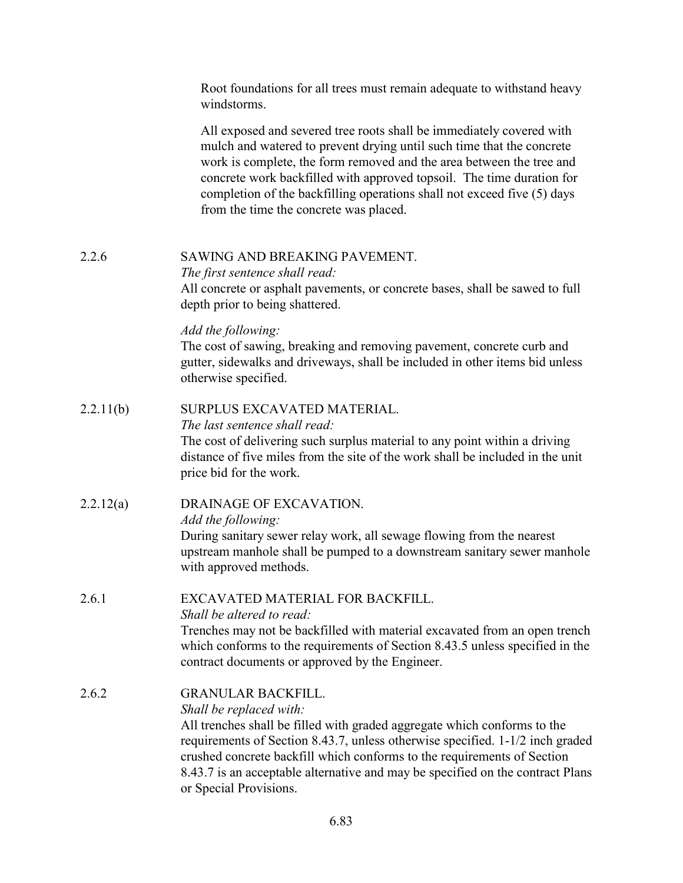Root foundations for all trees must remain adequate to withstand heavy windstorms.

All exposed and severed tree roots shall be immediately covered with mulch and watered to prevent drying until such time that the concrete work is complete, the form removed and the area between the tree and concrete work backfilled with approved topsoil. The time duration for completion of the backfilling operations shall not exceed five (5) days from the time the concrete was placed.

**2.2.6 SAWING AND BREAKING PAVEMENT.**

*The first sentence shall read:*
All concrete or asphalt pavements, or concrete bases, shall be sawed to full depth prior to being shattered.

*Add the following:*
The cost of sawing, breaking and removing pavement, concrete curb and gutter, sidewalks and driveways, shall be included in other items bid unless otherwise specified.

**2.2.11(b) SURPLUS EXCAVATED MATERIAL.**

*The last sentence shall read:*
The cost of delivering such surplus material to any point within a driving distance of five miles from the site of the work shall be included in the unit price bid for the work.

**2.2.12(a) DRAINAGE OF EXCAVATION.**

*Add the following:*
During sanitary sewer relay work, all sewage flowing from the nearest upstream manhole shall be pumped to a downstream sanitary sewer manhole with approved methods.

**2.6.1 EXCAVATED MATERIAL FOR BACKFILL.**

*Shall be altered to read:*
Trenches may not be backfilled with material excavated from an open trench which conforms to the requirements of Section 8.43.5 unless specified in the contract documents or approved by the Engineer.

**2.6.2 GRANULAR BACKFILL.**

*Shall be replaced with:*
All trenches shall be filled with graded aggregate which conforms to the requirements of Section 8.43.7, unless otherwise specified. 1-1/2 inch graded crushed concrete backfill which conforms to the requirements of Section 8.43.7 is an acceptable alternative and may be specified on the contract Plans or Special Provisions.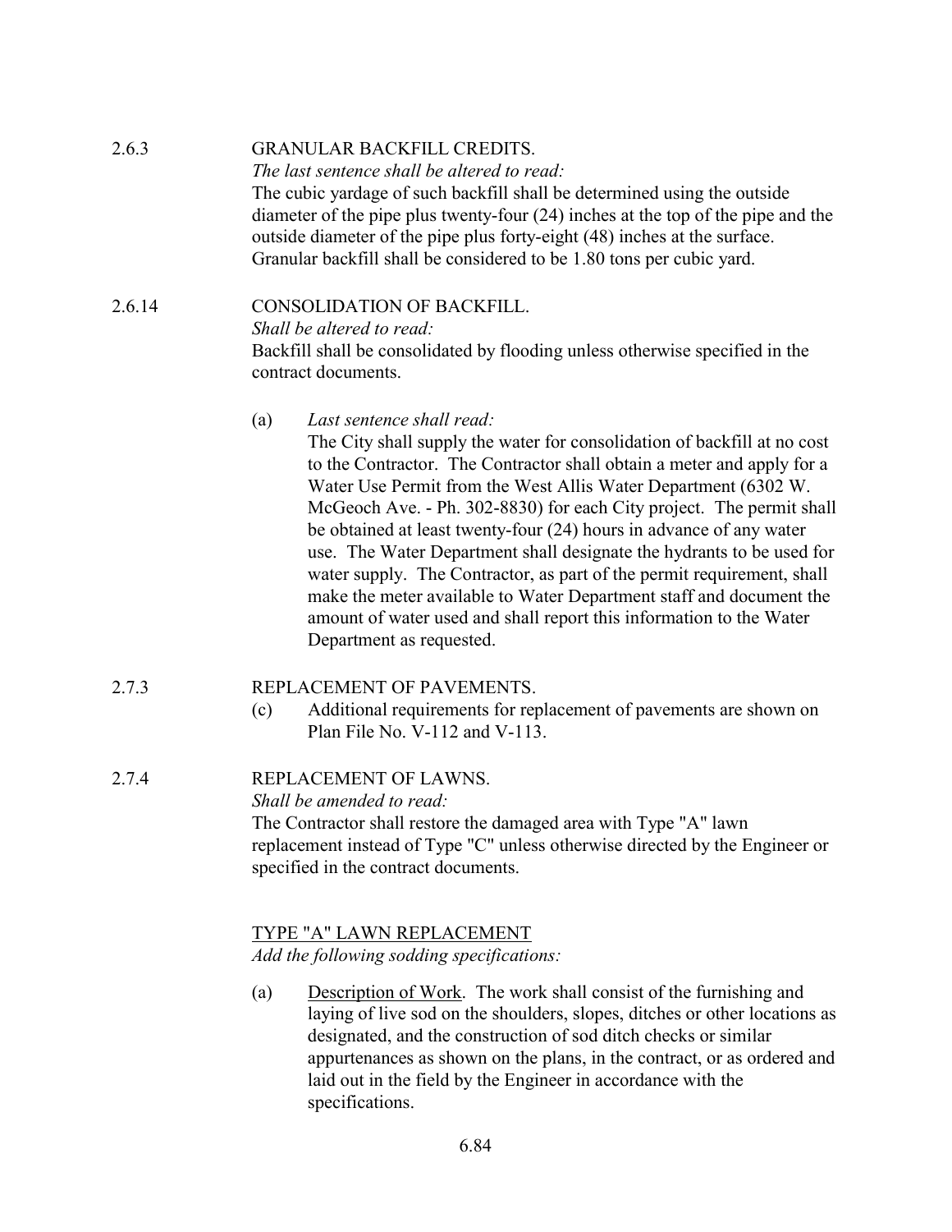2.6.3 GRANULAR BACKFILL CREDITS.

*The last sentence shall be altered to read:*

The cubic yardage of such backfill shall be determined using the outside diameter of the pipe plus twenty-four (24) inches at the top of the pipe and the outside diameter of the pipe plus forty-eight (48) inches at the surface. Granular backfill shall be considered to be 1.80 tons per cubic yard.

2.6.14 CONSOLIDATION OF BACKFILL.

*Shall be altered to read:*

Backfill shall be consolidated by flooding unless otherwise specified in the contract documents.

(a) *Last sentence shall read:*

The City shall supply the water for consolidation of backfill at no cost to the Contractor. The Contractor shall obtain a meter and apply for a Water Use Permit from the West Allis Water Department (6302 W. McGeoch Ave. - Ph. 302-8830) for each City project. The permit shall be obtained at least twenty-four (24) hours in advance of any water use. The Water Department shall designate the hydrants to be used for water supply. The Contractor, as part of the permit requirement, shall make the meter available to Water Department staff and document the amount of water used and shall report this information to the Water Department as requested.

2.7.3 REPLACEMENT OF PAVEMENTS.

(c) Additional requirements for replacement of pavements are shown on Plan File No. V-112 and V-113.

2.7.4 REPLACEMENT OF LAWNS.

*Shall be amended to read:*

The Contractor shall restore the damaged area with Type "A" lawn replacement instead of Type "C" unless otherwise directed by the Engineer or specified in the contract documents.

<u>TYPE "A" LAWN REPLACEMENT</u>

*Add the following sodding specifications:*

(a) <u>Description of Work</u>. The work shall consist of the furnishing and laying of live sod on the shoulders, slopes, ditches or other locations as designated, and the construction of sod ditch checks or similar appurtenances as shown on the plans, in the contract, or as ordered and laid out in the field by the Engineer in accordance with the specifications.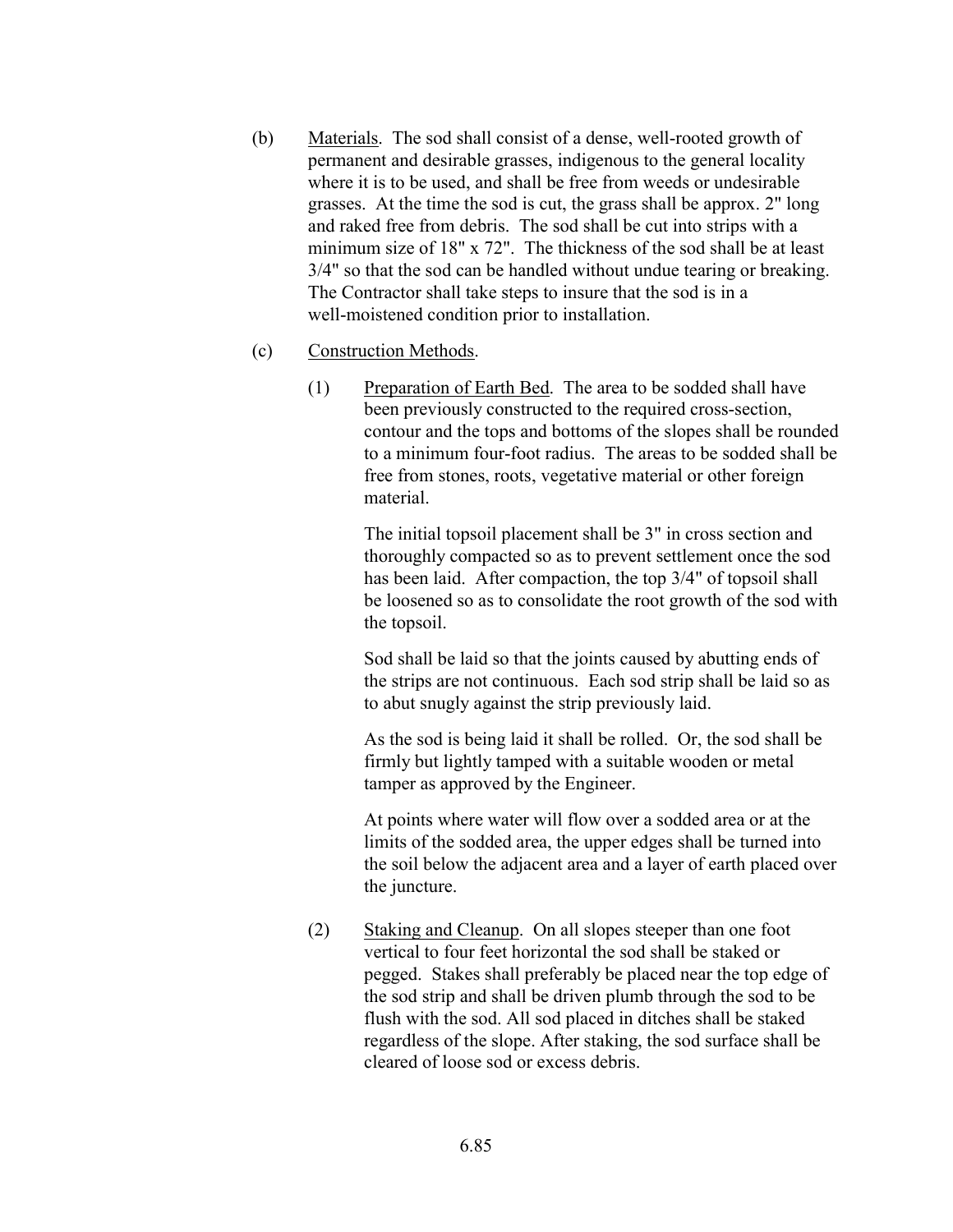(b) <u>Materials</u>. The sod shall consist of a dense, well-rooted growth of permanent and desirable grasses, indigenous to the general locality where it is to be used, and shall be free from weeds or undesirable grasses. At the time the sod is cut, the grass shall be approx. 2" long and raked free from debris. The sod shall be cut into strips with a minimum size of 18" x 72". The thickness of the sod shall be at least 3/4" so that the sod can be handled without undue tearing or breaking. The Contractor shall take steps to insure that the sod is in a well-moistened condition prior to installation.

(c) <u>Construction Methods</u>.

(1) <u>Preparation of Earth Bed</u>. The area to be sodded shall have been previously constructed to the required cross-section, contour and the tops and bottoms of the slopes shall be rounded to a minimum four-foot radius. The areas to be sodded shall be free from stones, roots, vegetative material or other foreign material.

The initial topsoil placement shall be 3" in cross section and thoroughly compacted so as to prevent settlement once the sod has been laid. After compaction, the top 3/4" of topsoil shall be loosened so as to consolidate the root growth of the sod with the topsoil.

Sod shall be laid so that the joints caused by abutting ends of the strips are not continuous. Each sod strip shall be laid so as to abut snugly against the strip previously laid.

As the sod is being laid it shall be rolled. Or, the sod shall be firmly but lightly tamped with a suitable wooden or metal tamper as approved by the Engineer.

At points where water will flow over a sodded area or at the limits of the sodded area, the upper edges shall be turned into the soil below the adjacent area and a layer of earth placed over the juncture.

(2) <u>Staking and Cleanup</u>. On all slopes steeper than one foot vertical to four feet horizontal the sod shall be staked or pegged. Stakes shall preferably be placed near the top edge of the sod strip and shall be driven plumb through the sod to be flush with the sod. All sod placed in ditches shall be staked regardless of the slope. After staking, the sod surface shall be cleared of loose sod or excess debris.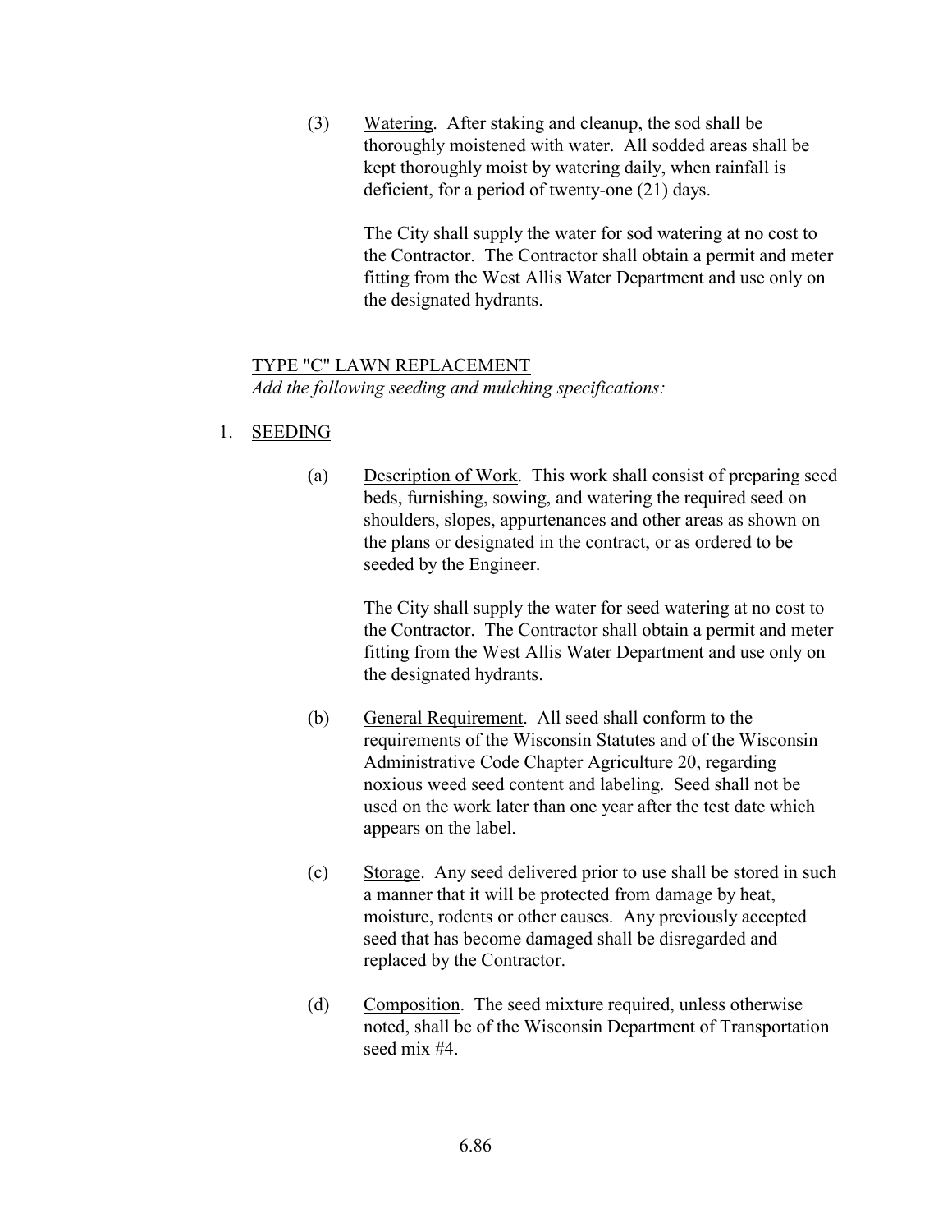(3) Watering. After staking and cleanup, the sod shall be thoroughly moistened with water. All sodded areas shall be kept thoroughly moist by watering daily, when rainfall is deficient, for a period of twenty-one (21) days.

The City shall supply the water for sod watering at no cost to the Contractor. The Contractor shall obtain a permit and meter fitting from the West Allis Water Department and use only on the designated hydrants.

TYPE "C" LAWN REPLACEMENT

*Add the following seeding and mulching specifications:*

1. SEEDING

(a) Description of Work. This work shall consist of preparing seed beds, furnishing, sowing, and watering the required seed on shoulders, slopes, appurtenances and other areas as shown on the plans or designated in the contract, or as ordered to be seeded by the Engineer.

The City shall supply the water for seed watering at no cost to the Contractor. The Contractor shall obtain a permit and meter fitting from the West Allis Water Department and use only on the designated hydrants.

(b) General Requirement. All seed shall conform to the requirements of the Wisconsin Statutes and of the Wisconsin Administrative Code Chapter Agriculture 20, regarding noxious weed seed content and labeling. Seed shall not be used on the work later than one year after the test date which appears on the label.

(c) Storage. Any seed delivered prior to use shall be stored in such a manner that it will be protected from damage by heat, moisture, rodents or other causes. Any previously accepted seed that has become damaged shall be disregarded and replaced by the Contractor.

(d) Composition. The seed mixture required, unless otherwise noted, shall be of the Wisconsin Department of Transportation seed mix #4.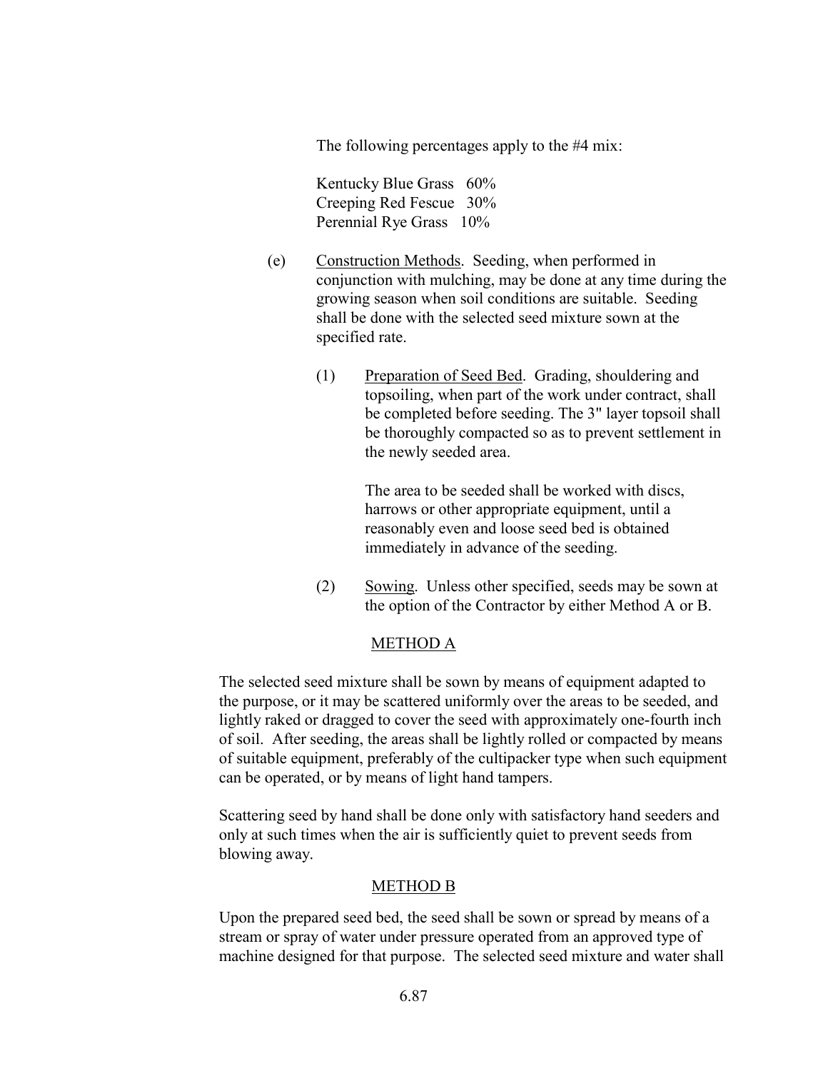The following percentages apply to the #4 mix:

Kentucky Blue Grass 60%
Creeping Red Fescue 30%
Perennial Rye Grass 10%

(e) <u>Construction Methods</u>. Seeding, when performed in conjunction with mulching, may be done at any time during the growing season when soil conditions are suitable. Seeding shall be done with the selected seed mixture sown at the specified rate.

(1) <u>Preparation of Seed Bed</u>. Grading, shouldering and topsoiling, when part of the work under contract, shall be completed before seeding. The 3" layer topsoil shall be thoroughly compacted so as to prevent settlement in the newly seeded area.

The area to be seeded shall be worked with discs, harrows or other appropriate equipment, until a reasonably even and loose seed bed is obtained immediately in advance of the seeding.

(2) <u>Sowing</u>. Unless other specified, seeds may be sown at the option of the Contractor by either Method A or B.

<u>METHOD A</u>

The selected seed mixture shall be sown by means of equipment adapted to the purpose, or it may be scattered uniformly over the areas to be seeded, and lightly raked or dragged to cover the seed with approximately one-fourth inch of soil. After seeding, the areas shall be lightly rolled or compacted by means of suitable equipment, preferably of the cultipacker type when such equipment can be operated, or by means of light hand tampers.

Scattering seed by hand shall be done only with satisfactory hand seeders and only at such times when the air is sufficiently quiet to prevent seeds from blowing away.

<u>METHOD B</u>

Upon the prepared seed bed, the seed shall be sown or spread by means of a stream or spray of water under pressure operated from an approved type of machine designed for that purpose. The selected seed mixture and water shall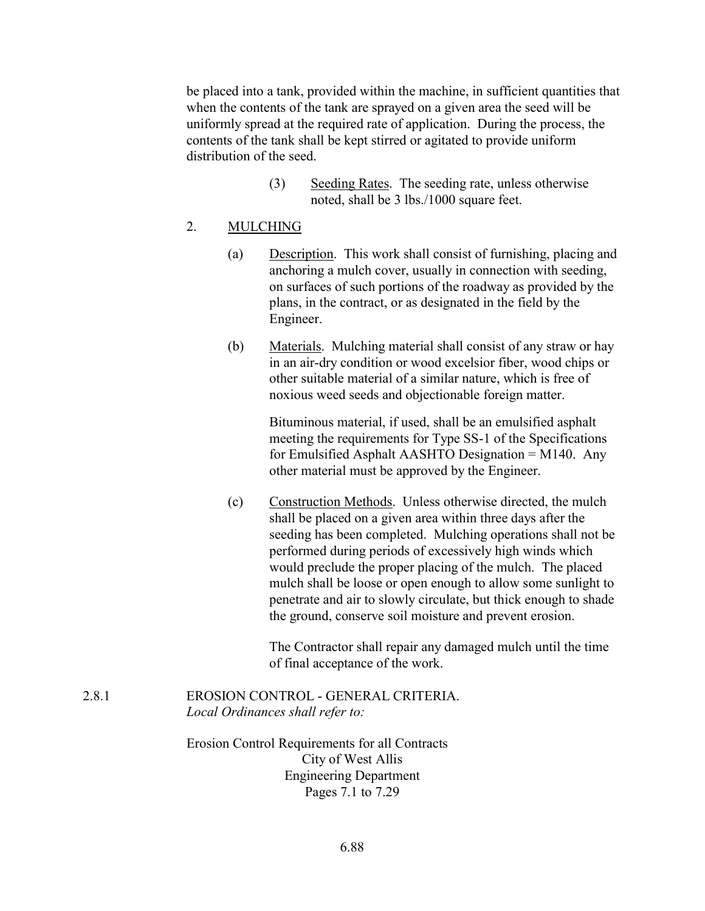be placed into a tank, provided within the machine, in sufficient quantities that when the contents of the tank are sprayed on a given area the seed will be uniformly spread at the required rate of application. During the process, the contents of the tank shall be kept stirred or agitated to provide uniform distribution of the seed.

(3) Seeding Rates. The seeding rate, unless otherwise noted, shall be 3 lbs./1000 square feet.

2. MULCHING

(a) Description. This work shall consist of furnishing, placing and anchoring a mulch cover, usually in connection with seeding, on surfaces of such portions of the roadway as provided by the plans, in the contract, or as designated in the field by the Engineer.

(b) Materials. Mulching material shall consist of any straw or hay in an air-dry condition or wood excelsior fiber, wood chips or other suitable material of a similar nature, which is free of noxious weed seeds and objectionable foreign matter.

Bituminous material, if used, shall be an emulsified asphalt meeting the requirements for Type SS-1 of the Specifications for Emulsified Asphalt AASHTO Designation = M140. Any other material must be approved by the Engineer.

(c) Construction Methods. Unless otherwise directed, the mulch shall be placed on a given area within three days after the seeding has been completed. Mulching operations shall not be performed during periods of excessively high winds which would preclude the proper placing of the mulch. The placed mulch shall be loose or open enough to allow some sunlight to penetrate and air to slowly circulate, but thick enough to shade the ground, conserve soil moisture and prevent erosion.

The Contractor shall repair any damaged mulch until the time of final acceptance of the work.

2.8.1 EROSION CONTROL - GENERAL CRITERIA.
*Local Ordinances shall refer to:*

Erosion Control Requirements for all Contracts
City of West Allis
Engineering Department
Pages 7.1 to 7.29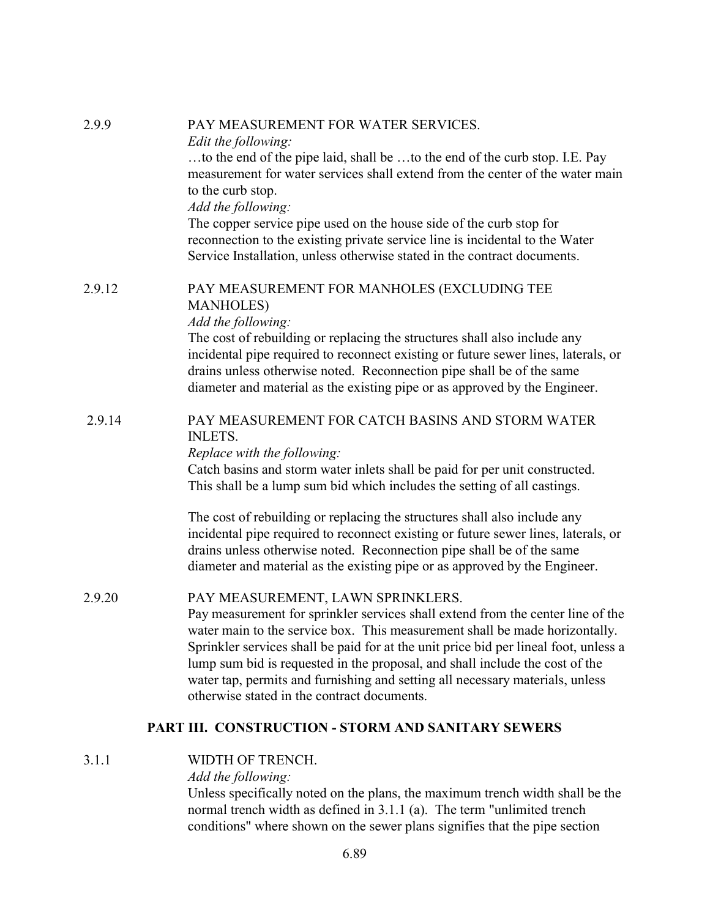**2.9.9 PAY MEASUREMENT FOR WATER SERVICES.**

*Edit the following:*

…to the end of the pipe laid, shall be …to the end of the curb stop. I.E. Pay measurement for water services shall extend from the center of the water main to the curb stop.

*Add the following:*

The copper service pipe used on the house side of the curb stop for reconnection to the existing private service line is incidental to the Water Service Installation, unless otherwise stated in the contract documents.

**2.9.12 PAY MEASUREMENT FOR MANHOLES (EXCLUDING TEE MANHOLES)**

*Add the following:*

The cost of rebuilding or replacing the structures shall also include any incidental pipe required to reconnect existing or future sewer lines, laterals, or drains unless otherwise noted. Reconnection pipe shall be of the same diameter and material as the existing pipe or as approved by the Engineer.

**2.9.14 PAY MEASUREMENT FOR CATCH BASINS AND STORM WATER INLETS.**

*Replace with the following:*

Catch basins and storm water inlets shall be paid for per unit constructed. This shall be a lump sum bid which includes the setting of all castings.

The cost of rebuilding or replacing the structures shall also include any incidental pipe required to reconnect existing or future sewer lines, laterals, or drains unless otherwise noted. Reconnection pipe shall be of the same diameter and material as the existing pipe or as approved by the Engineer.

**2.9.20 PAY MEASUREMENT, LAWN SPRINKLERS.**

Pay measurement for sprinkler services shall extend from the center line of the water main to the service box. This measurement shall be made horizontally. Sprinkler services shall be paid for at the unit price bid per lineal foot, unless a lump sum bid is requested in the proposal, and shall include the cost of the water tap, permits and furnishing and setting all necessary materials, unless otherwise stated in the contract documents.

## PART III. CONSTRUCTION - STORM AND SANITARY SEWERS

**3.1.1 WIDTH OF TRENCH.**

*Add the following:*

Unless specifically noted on the plans, the maximum trench width shall be the normal trench width as defined in 3.1.1 (a). The term "unlimited trench conditions" where shown on the sewer plans signifies that the pipe section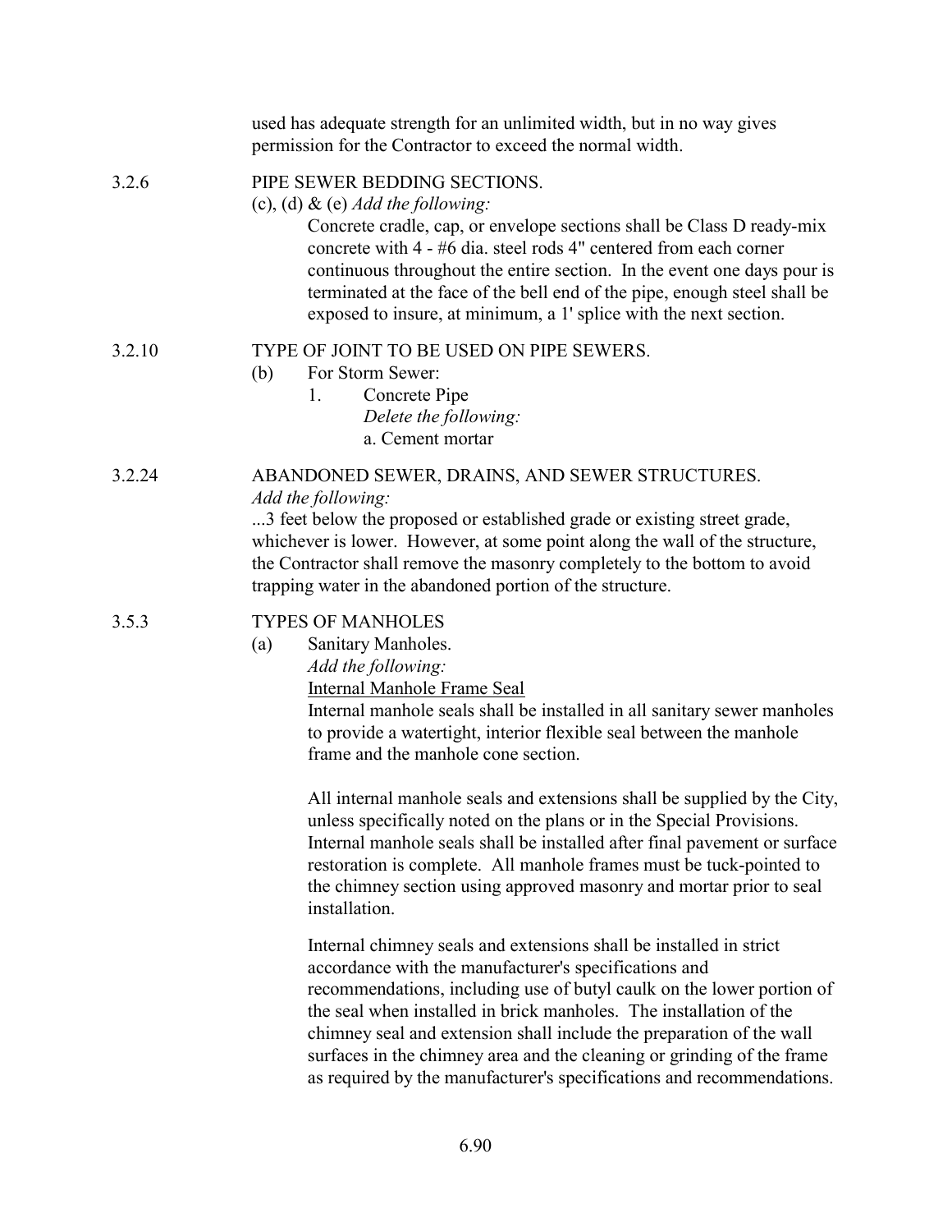used has adequate strength for an unlimited width, but in no way gives permission for the Contractor to exceed the normal width.

3.2.6 PIPE SEWER BEDDING SECTIONS.

(c), (d) & (e) *Add the following:*

Concrete cradle, cap, or envelope sections shall be Class D ready-mix concrete with 4 - #6 dia. steel rods 4" centered from each corner continuous throughout the entire section. In the event one days pour is terminated at the face of the bell end of the pipe, enough steel shall be exposed to insure, at minimum, a 1' splice with the next section.

3.2.10 TYPE OF JOINT TO BE USED ON PIPE SEWERS.

(b) For Storm Sewer:

1. Concrete Pipe

*Delete the following:*

a. Cement mortar

3.2.24 ABANDONED SEWER, DRAINS, AND SEWER STRUCTURES.

*Add the following:*

...3 feet below the proposed or established grade or existing street grade, whichever is lower. However, at some point along the wall of the structure, the Contractor shall remove the masonry completely to the bottom to avoid trapping water in the abandoned portion of the structure.

3.5.3 TYPES OF MANHOLES

(a) Sanitary Manholes.

*Add the following:*

Internal Manhole Frame Seal

Internal manhole seals shall be installed in all sanitary sewer manholes to provide a watertight, interior flexible seal between the manhole frame and the manhole cone section.

All internal manhole seals and extensions shall be supplied by the City, unless specifically noted on the plans or in the Special Provisions. Internal manhole seals shall be installed after final pavement or surface restoration is complete. All manhole frames must be tuck-pointed to the chimney section using approved masonry and mortar prior to seal installation.

Internal chimney seals and extensions shall be installed in strict accordance with the manufacturer's specifications and recommendations, including use of butyl caulk on the lower portion of the seal when installed in brick manholes. The installation of the chimney seal and extension shall include the preparation of the wall surfaces in the chimney area and the cleaning or grinding of the frame as required by the manufacturer's specifications and recommendations.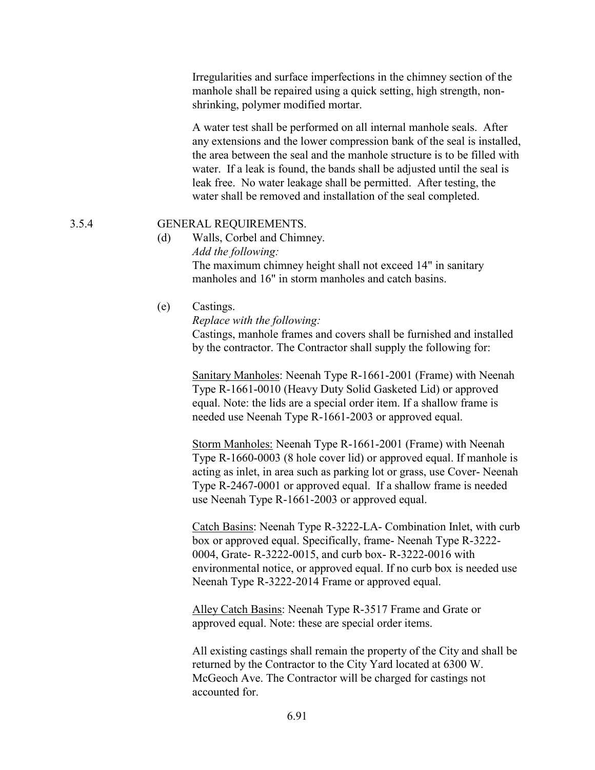Irregularities and surface imperfections in the chimney section of the manhole shall be repaired using a quick setting, high strength, non-shrinking, polymer modified mortar.

A water test shall be performed on all internal manhole seals. After any extensions and the lower compression bank of the seal is installed, the area between the seal and the manhole structure is to be filled with water. If a leak is found, the bands shall be adjusted until the seal is leak free. No water leakage shall be permitted. After testing, the water shall be removed and installation of the seal completed.

3.5.4 GENERAL REQUIREMENTS.

(d) Walls, Corbel and Chimney.
*Add the following:*
The maximum chimney height shall not exceed 14" in sanitary manholes and 16" in storm manholes and catch basins.

(e) Castings.
*Replace with the following:*
Castings, manhole frames and covers shall be furnished and installed by the contractor. The Contractor shall supply the following for:

<u>Sanitary Manholes</u>: Neenah Type R-1661-2001 (Frame) with Neenah Type R-1661-0010 (Heavy Duty Solid Gasketed Lid) or approved equal. Note: the lids are a special order item. If a shallow frame is needed use Neenah Type R-1661-2003 or approved equal.

<u>Storm Manholes:</u> Neenah Type R-1661-2001 (Frame) with Neenah Type R-1660-0003 (8 hole cover lid) or approved equal. If manhole is acting as inlet, in area such as parking lot or grass, use Cover- Neenah Type R-2467-0001 or approved equal. If a shallow frame is needed use Neenah Type R-1661-2003 or approved equal.

<u>Catch Basins</u>: Neenah Type R-3222-LA- Combination Inlet, with curb box or approved equal. Specifically, frame- Neenah Type R-3222-0004, Grate- R-3222-0015, and curb box- R-3222-0016 with environmental notice, or approved equal. If no curb box is needed use Neenah Type R-3222-2014 Frame or approved equal.

<u>Alley Catch Basins</u>: Neenah Type R-3517 Frame and Grate or approved equal. Note: these are special order items.

All existing castings shall remain the property of the City and shall be returned by the Contractor to the City Yard located at 6300 W. McGeoch Ave. The Contractor will be charged for castings not accounted for.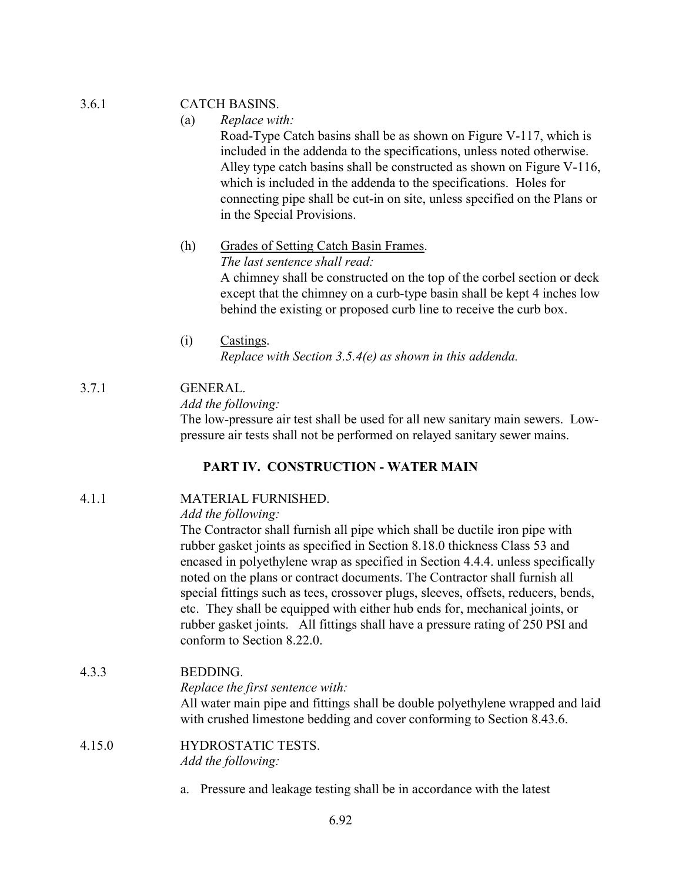3.6.1 CATCH BASINS.

(a) *Replace with:*

Road-Type Catch basins shall be as shown on Figure V-117, which is included in the addenda to the specifications, unless noted otherwise. Alley type catch basins shall be constructed as shown on Figure V-116, which is included in the addenda to the specifications. Holes for connecting pipe shall be cut-in on site, unless specified on the Plans or in the Special Provisions.

(h) <u>Grades of Setting Catch Basin Frames</u>.

*The last sentence shall read:*

A chimney shall be constructed on the top of the corbel section or deck except that the chimney on a curb-type basin shall be kept 4 inches low behind the existing or proposed curb line to receive the curb box.

(i) <u>Castings</u>.

*Replace with Section 3.5.4(e) as shown in this addenda.*

3.7.1 GENERAL.

*Add the following:*

The low-pressure air test shall be used for all new sanitary main sewers. Low-pressure air tests shall not be performed on relayed sanitary sewer mains.

## PART IV. CONSTRUCTION - WATER MAIN

4.1.1 MATERIAL FURNISHED.

*Add the following:*

The Contractor shall furnish all pipe which shall be ductile iron pipe with rubber gasket joints as specified in Section 8.18.0 thickness Class 53 and encased in polyethylene wrap as specified in Section 4.4.4. unless specifically noted on the plans or contract documents. The Contractor shall furnish all special fittings such as tees, crossover plugs, sleeves, offsets, reducers, bends, etc. They shall be equipped with either hub ends for, mechanical joints, or rubber gasket joints. All fittings shall have a pressure rating of 250 PSI and conform to Section 8.22.0.

4.3.3 BEDDING.

*Replace the first sentence with:*

All water main pipe and fittings shall be double polyethylene wrapped and laid with crushed limestone bedding and cover conforming to Section 8.43.6.

4.15.0 HYDROSTATIC TESTS.

*Add the following:*

a. Pressure and leakage testing shall be in accordance with the latest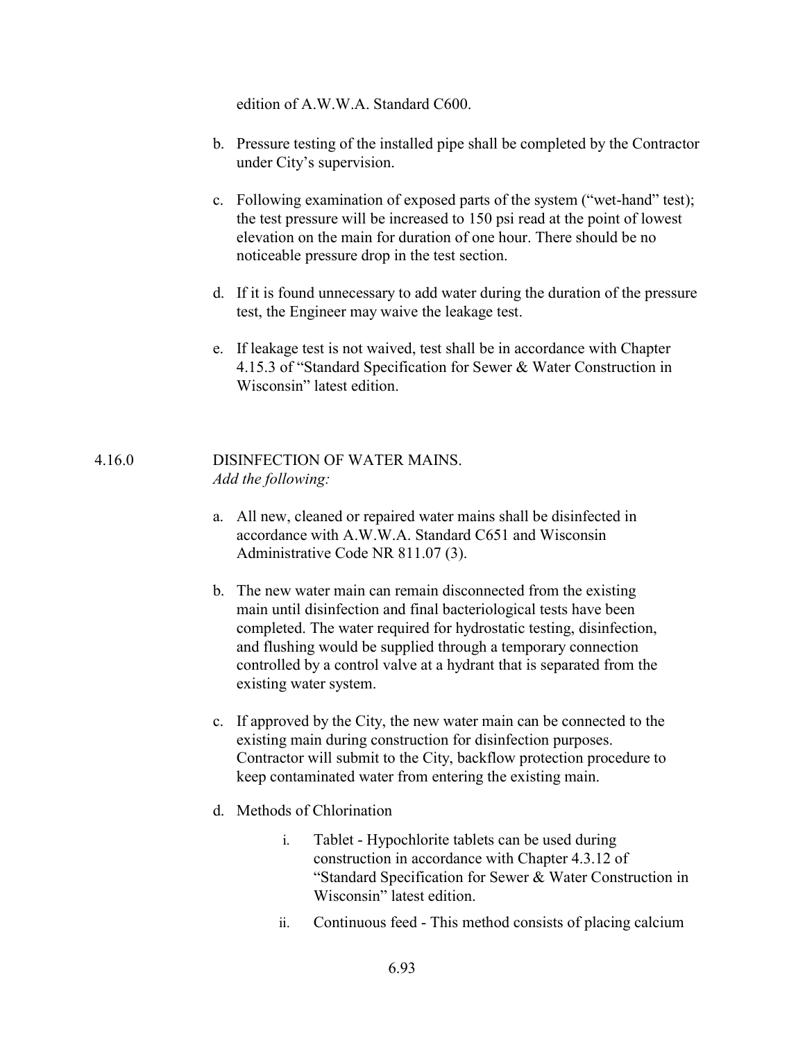edition of A.W.W.A. Standard C600.

b. Pressure testing of the installed pipe shall be completed by the Contractor under City's supervision.

c. Following examination of exposed parts of the system ("wet-hand" test); the test pressure will be increased to 150 psi read at the point of lowest elevation on the main for duration of one hour. There should be no noticeable pressure drop in the test section.

d. If it is found unnecessary to add water during the duration of the pressure test, the Engineer may waive the leakage test.

e. If leakage test is not waived, test shall be in accordance with Chapter 4.15.3 of "Standard Specification for Sewer & Water Construction in Wisconsin" latest edition.

4.16.0 DISINFECTION OF WATER MAINS.
*Add the following:*

a. All new, cleaned or repaired water mains shall be disinfected in accordance with A.W.W.A. Standard C651 and Wisconsin Administrative Code NR 811.07 (3).

b. The new water main can remain disconnected from the existing main until disinfection and final bacteriological tests have been completed. The water required for hydrostatic testing, disinfection, and flushing would be supplied through a temporary connection controlled by a control valve at a hydrant that is separated from the existing water system.

c. If approved by the City, the new water main can be connected to the existing main during construction for disinfection purposes. Contractor will submit to the City, backflow protection procedure to keep contaminated water from entering the existing main.

d. Methods of Chlorination

   i. Tablet - Hypochlorite tablets can be used during construction in accordance with Chapter 4.3.12 of "Standard Specification for Sewer & Water Construction in Wisconsin" latest edition.

   ii. Continuous feed - This method consists of placing calcium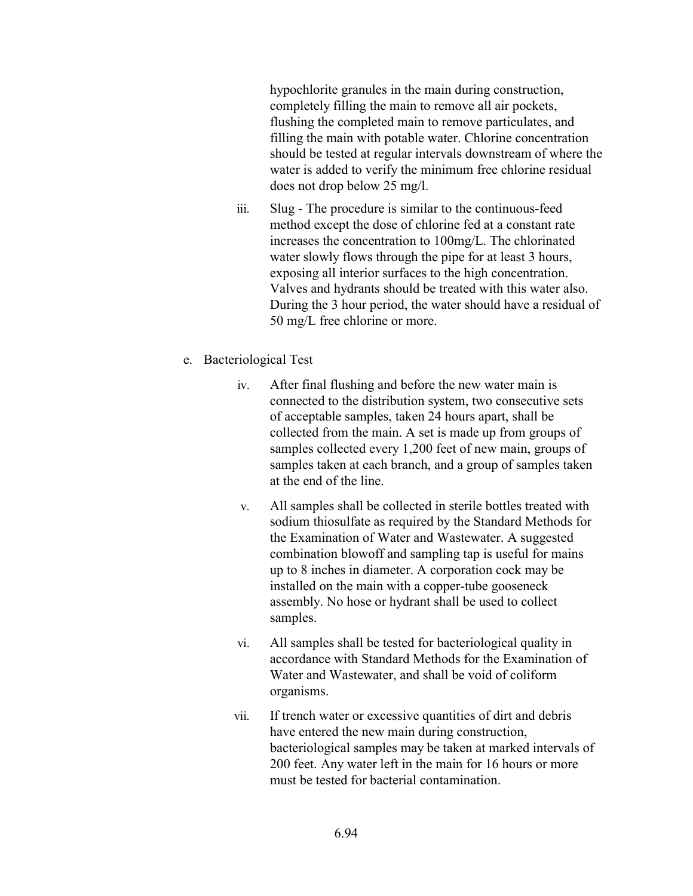hypochlorite granules in the main during construction, completely filling the main to remove all air pockets, flushing the completed main to remove particulates, and filling the main with potable water. Chlorine concentration should be tested at regular intervals downstream of where the water is added to verify the minimum free chlorine residual does not drop below 25 mg/l.

iii. Slug - The procedure is similar to the continuous-feed method except the dose of chlorine fed at a constant rate increases the concentration to 100mg/L. The chlorinated water slowly flows through the pipe for at least 3 hours, exposing all interior surfaces to the high concentration. Valves and hydrants should be treated with this water also. During the 3 hour period, the water should have a residual of 50 mg/L free chlorine or more.

e. Bacteriological Test

iv. After final flushing and before the new water main is connected to the distribution system, two consecutive sets of acceptable samples, taken 24 hours apart, shall be collected from the main. A set is made up from groups of samples collected every 1,200 feet of new main, groups of samples taken at each branch, and a group of samples taken at the end of the line.

v. All samples shall be collected in sterile bottles treated with sodium thiosulfate as required by the Standard Methods for the Examination of Water and Wastewater. A suggested combination blowoff and sampling tap is useful for mains up to 8 inches in diameter. A corporation cock may be installed on the main with a copper-tube gooseneck assembly. No hose or hydrant shall be used to collect samples.

vi. All samples shall be tested for bacteriological quality in accordance with Standard Methods for the Examination of Water and Wastewater, and shall be void of coliform organisms.

vii. If trench water or excessive quantities of dirt and debris have entered the new main during construction, bacteriological samples may be taken at marked intervals of 200 feet. Any water left in the main for 16 hours or more must be tested for bacterial contamination.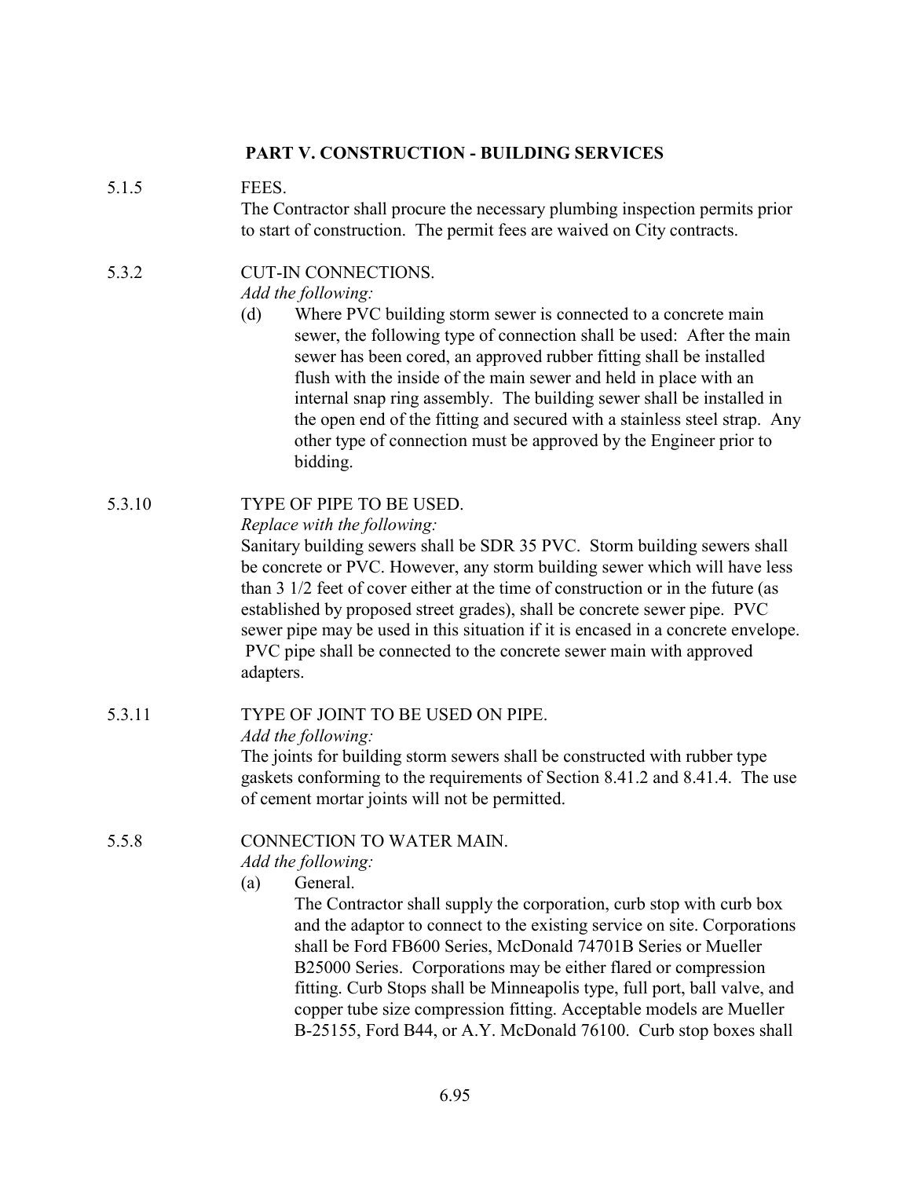## PART V. CONSTRUCTION - BUILDING SERVICES

5.1.5 FEES.

The Contractor shall procure the necessary plumbing inspection permits prior to start of construction. The permit fees are waived on City contracts.

5.3.2 CUT-IN CONNECTIONS.

*Add the following:*

(d) Where PVC building storm sewer is connected to a concrete main sewer, the following type of connection shall be used: After the main sewer has been cored, an approved rubber fitting shall be installed flush with the inside of the main sewer and held in place with an internal snap ring assembly. The building sewer shall be installed in the open end of the fitting and secured with a stainless steel strap. Any other type of connection must be approved by the Engineer prior to bidding.

5.3.10 TYPE OF PIPE TO BE USED.

*Replace with the following:*

Sanitary building sewers shall be SDR 35 PVC. Storm building sewers shall be concrete or PVC. However, any storm building sewer which will have less than 3 1/2 feet of cover either at the time of construction or in the future (as established by proposed street grades), shall be concrete sewer pipe. PVC sewer pipe may be used in this situation if it is encased in a concrete envelope. PVC pipe shall be connected to the concrete sewer main with approved adapters.

5.3.11 TYPE OF JOINT TO BE USED ON PIPE.

*Add the following:*

The joints for building storm sewers shall be constructed with rubber type gaskets conforming to the requirements of Section 8.41.2 and 8.41.4. The use of cement mortar joints will not be permitted.

5.5.8 CONNECTION TO WATER MAIN.

*Add the following:*

(a) General.

The Contractor shall supply the corporation, curb stop with curb box and the adaptor to connect to the existing service on site. Corporations shall be Ford FB600 Series, McDonald 74701B Series or Mueller B25000 Series. Corporations may be either flared or compression fitting. Curb Stops shall be Minneapolis type, full port, ball valve, and copper tube size compression fitting. Acceptable models are Mueller B-25155, Ford B44, or A.Y. McDonald 76100. Curb stop boxes shall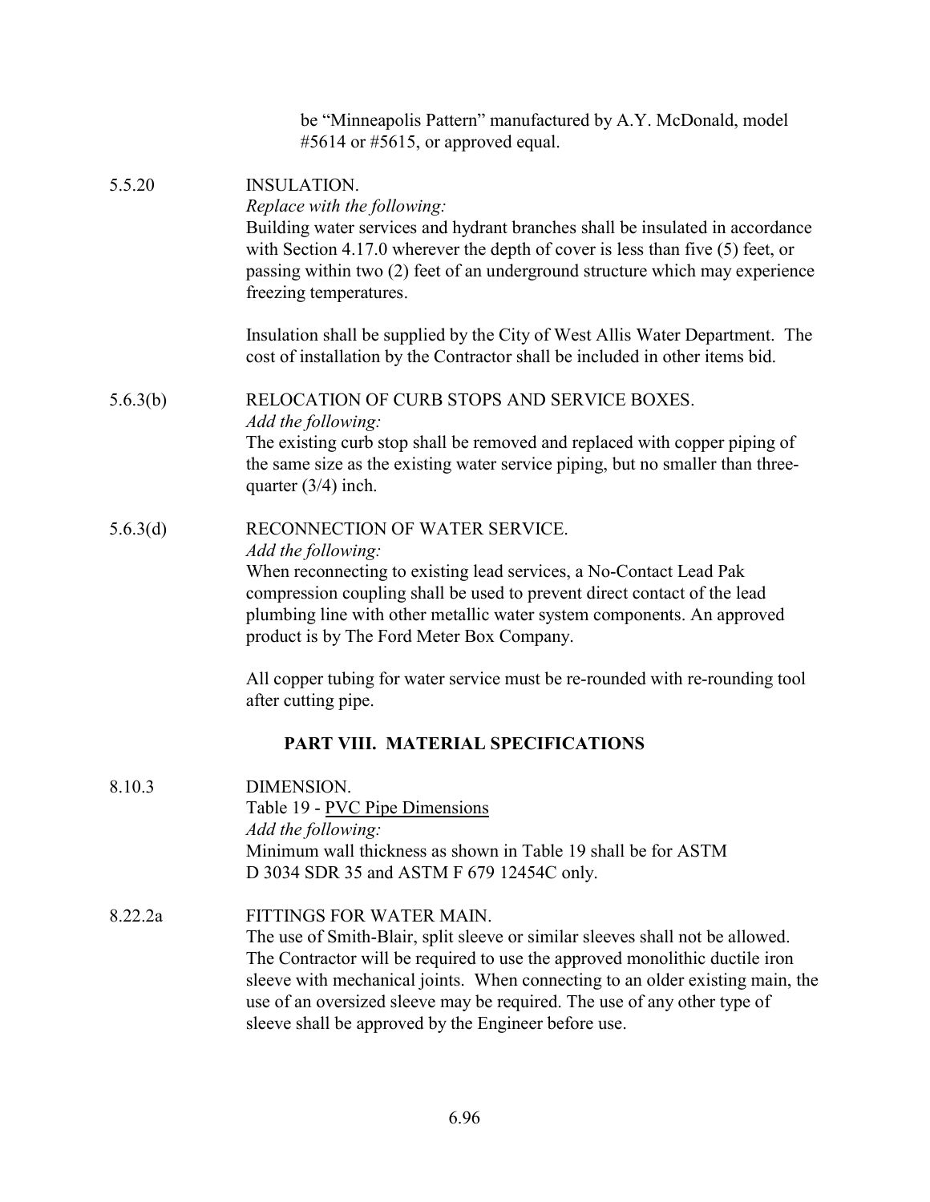be "Minneapolis Pattern" manufactured by A.Y. McDonald, model #5614 or #5615, or approved equal.

5.5.20 INSULATION.
*Replace with the following:*
Building water services and hydrant branches shall be insulated in accordance with Section 4.17.0 wherever the depth of cover is less than five (5) feet, or passing within two (2) feet of an underground structure which may experience freezing temperatures.

Insulation shall be supplied by the City of West Allis Water Department. The cost of installation by the Contractor shall be included in other items bid.

5.6.3(b) RELOCATION OF CURB STOPS AND SERVICE BOXES.
*Add the following:*
The existing curb stop shall be removed and replaced with copper piping of the same size as the existing water service piping, but no smaller than three-quarter (3/4) inch.

5.6.3(d) RECONNECTION OF WATER SERVICE.
*Add the following:*
When reconnecting to existing lead services, a No-Contact Lead Pak compression coupling shall be used to prevent direct contact of the lead plumbing line with other metallic water system components. An approved product is by The Ford Meter Box Company.

All copper tubing for water service must be re-rounded with re-rounding tool after cutting pipe.

## PART VIII. MATERIAL SPECIFICATIONS

8.10.3 DIMENSION.
Table 19 - PVC Pipe Dimensions
*Add the following:*
Minimum wall thickness as shown in Table 19 shall be for ASTM D 3034 SDR 35 and ASTM F 679 12454C only.

8.22.2a FITTINGS FOR WATER MAIN.
The use of Smith-Blair, split sleeve or similar sleeves shall not be allowed. The Contractor will be required to use the approved monolithic ductile iron sleeve with mechanical joints. When connecting to an older existing main, the use of an oversized sleeve may be required. The use of any other type of sleeve shall be approved by the Engineer before use.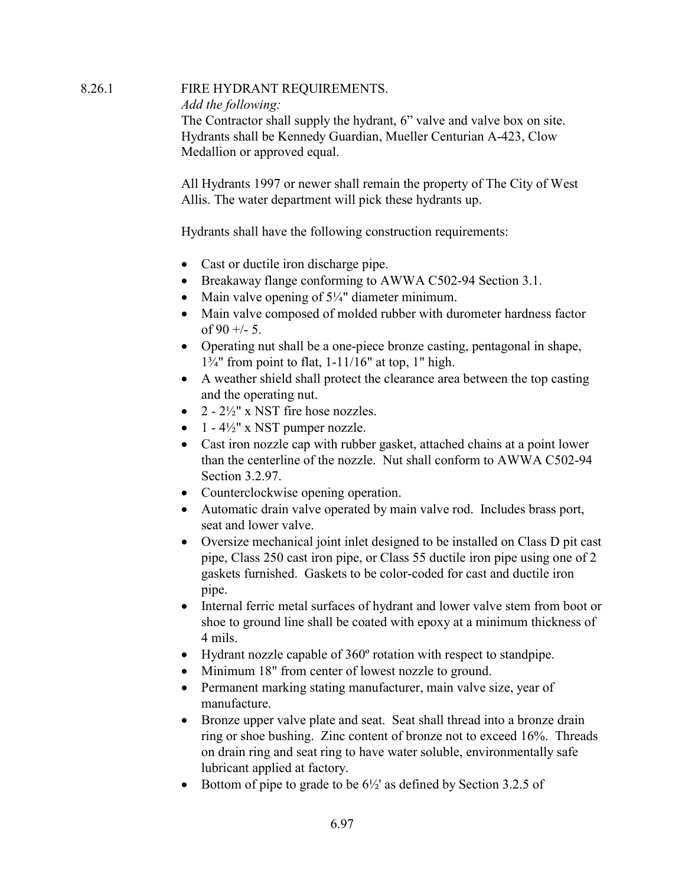## 8.26.1 FIRE HYDRANT REQUIREMENTS.

*Add the following:*

The Contractor shall supply the hydrant, 6" valve and valve box on site. Hydrants shall be Kennedy Guardian, Mueller Centurian A-423, Clow Medallion or approved equal.

All Hydrants 1997 or newer shall remain the property of The City of West Allis. The water department will pick these hydrants up.

Hydrants shall have the following construction requirements:

- Cast or ductile iron discharge pipe.
- Breakaway flange conforming to AWWA C502-94 Section 3.1.
- Main valve opening of 5¼" diameter minimum.
- Main valve composed of molded rubber with durometer hardness factor of 90 +/- 5.
- Operating nut shall be a one-piece bronze casting, pentagonal in shape, 1¾" from point to flat, 1-11/16" at top, 1" high.
- A weather shield shall protect the clearance area between the top casting and the operating nut.
- 2 - 2½" x NST fire hose nozzles.
- 1 - 4½" x NST pumper nozzle.
- Cast iron nozzle cap with rubber gasket, attached chains at a point lower than the centerline of the nozzle. Nut shall conform to AWWA C502-94 Section 3.2.97.
- Counterclockwise opening operation.
- Automatic drain valve operated by main valve rod. Includes brass port, seat and lower valve.
- Oversize mechanical joint inlet designed to be installed on Class D pit cast pipe, Class 250 cast iron pipe, or Class 55 ductile iron pipe using one of 2 gaskets furnished. Gaskets to be color-coded for cast and ductile iron pipe.
- Internal ferric metal surfaces of hydrant and lower valve stem from boot or shoe to ground line shall be coated with epoxy at a minimum thickness of 4 mils.
- Hydrant nozzle capable of 360º rotation with respect to standpipe.
- Minimum 18" from center of lowest nozzle to ground.
- Permanent marking stating manufacturer, main valve size, year of manufacture.
- Bronze upper valve plate and seat. Seat shall thread into a bronze drain ring or shoe bushing. Zinc content of bronze not to exceed 16%. Threads on drain ring and seat ring to have water soluble, environmentally safe lubricant applied at factory.
- Bottom of pipe to grade to be 6½' as defined by Section 3.2.5 of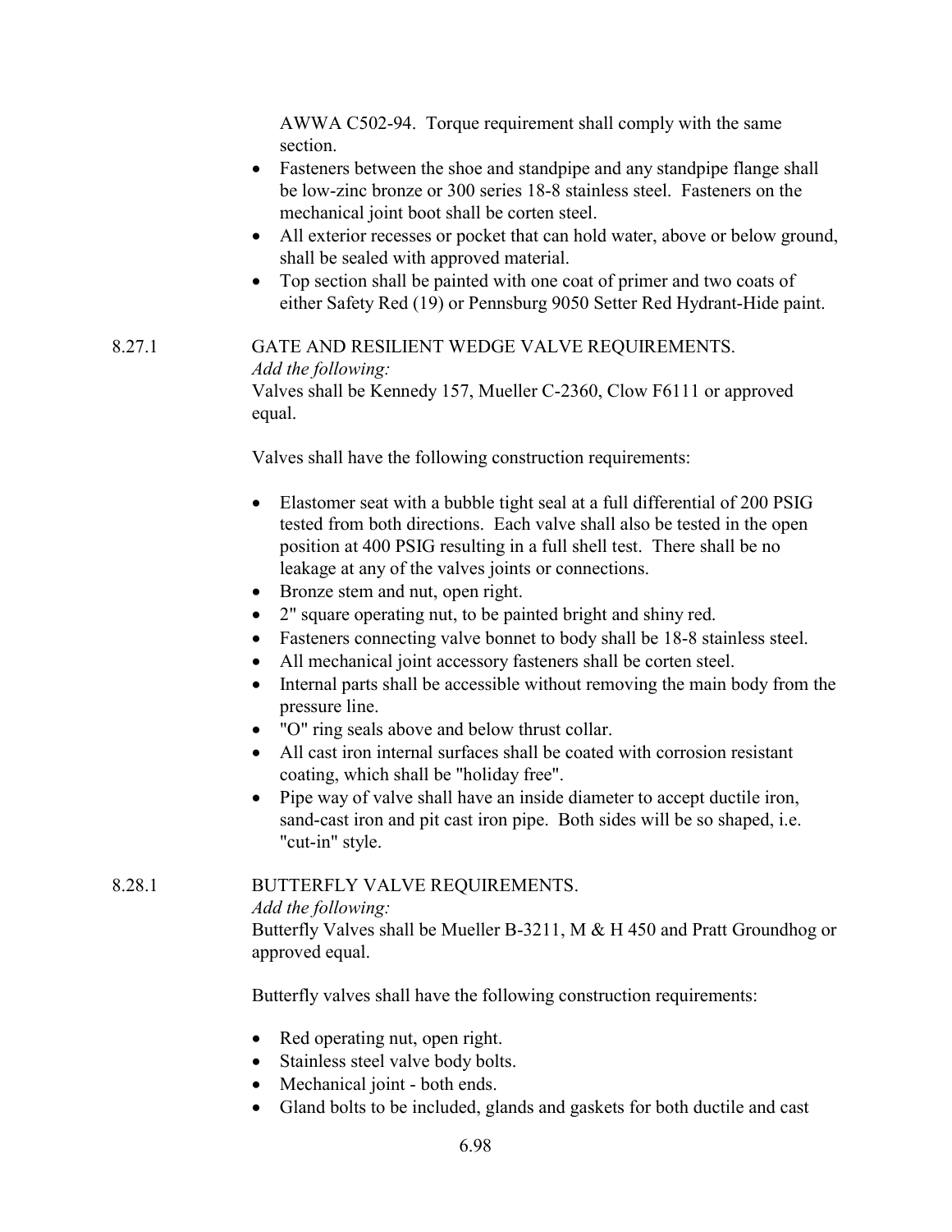AWWA C502-94. Torque requirement shall comply with the same section.

- Fasteners between the shoe and standpipe and any standpipe flange shall be low-zinc bronze or 300 series 18-8 stainless steel. Fasteners on the mechanical joint boot shall be corten steel.
- All exterior recesses or pocket that can hold water, above or below ground, shall be sealed with approved material.
- Top section shall be painted with one coat of primer and two coats of either Safety Red (19) or Pennsburg 9050 Setter Red Hydrant-Hide paint.

8.27.1 GATE AND RESILIENT WEDGE VALVE REQUIREMENTS.

*Add the following:*

Valves shall be Kennedy 157, Mueller C-2360, Clow F6111 or approved equal.

Valves shall have the following construction requirements:

- Elastomer seat with a bubble tight seal at a full differential of 200 PSIG tested from both directions. Each valve shall also be tested in the open position at 400 PSIG resulting in a full shell test. There shall be no leakage at any of the valves joints or connections.
- Bronze stem and nut, open right.
- 2" square operating nut, to be painted bright and shiny red.
- Fasteners connecting valve bonnet to body shall be 18-8 stainless steel.
- All mechanical joint accessory fasteners shall be corten steel.
- Internal parts shall be accessible without removing the main body from the pressure line.
- "O" ring seals above and below thrust collar.
- All cast iron internal surfaces shall be coated with corrosion resistant coating, which shall be "holiday free".
- Pipe way of valve shall have an inside diameter to accept ductile iron, sand-cast iron and pit cast iron pipe. Both sides will be so shaped, i.e. "cut-in" style.

8.28.1 BUTTERFLY VALVE REQUIREMENTS.

*Add the following:*

Butterfly Valves shall be Mueller B-3211, M & H 450 and Pratt Groundhog or approved equal.

Butterfly valves shall have the following construction requirements:

- Red operating nut, open right.
- Stainless steel valve body bolts.
- Mechanical joint - both ends.
- Gland bolts to be included, glands and gaskets for both ductile and cast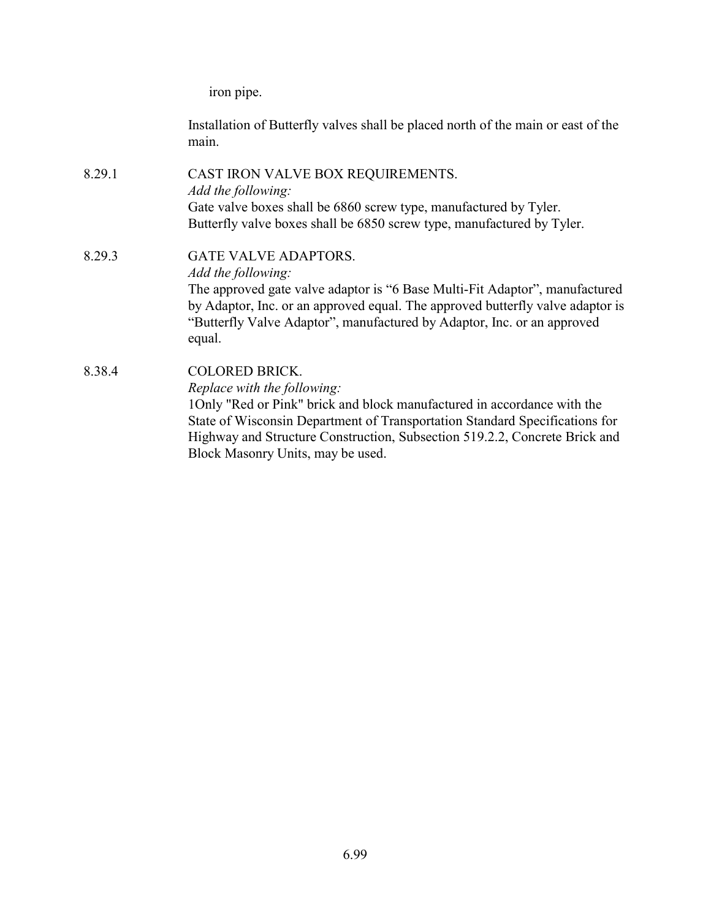iron pipe.

Installation of Butterfly valves shall be placed north of the main or east of the main.

8.29.1 CAST IRON VALVE BOX REQUIREMENTS.

*Add the following:*

Gate valve boxes shall be 6860 screw type, manufactured by Tyler.
Butterfly valve boxes shall be 6850 screw type, manufactured by Tyler.

8.29.3 GATE VALVE ADAPTORS.

*Add the following:*

The approved gate valve adaptor is “6 Base Multi-Fit Adaptor”, manufactured by Adaptor, Inc. or an approved equal. The approved butterfly valve adaptor is “Butterfly Valve Adaptor”, manufactured by Adaptor, Inc. or an approved equal.

8.38.4 COLORED BRICK.

*Replace with the following:*

1Only "Red or Pink" brick and block manufactured in accordance with the State of Wisconsin Department of Transportation Standard Specifications for Highway and Structure Construction, Subsection 519.2.2, Concrete Brick and Block Masonry Units, may be used.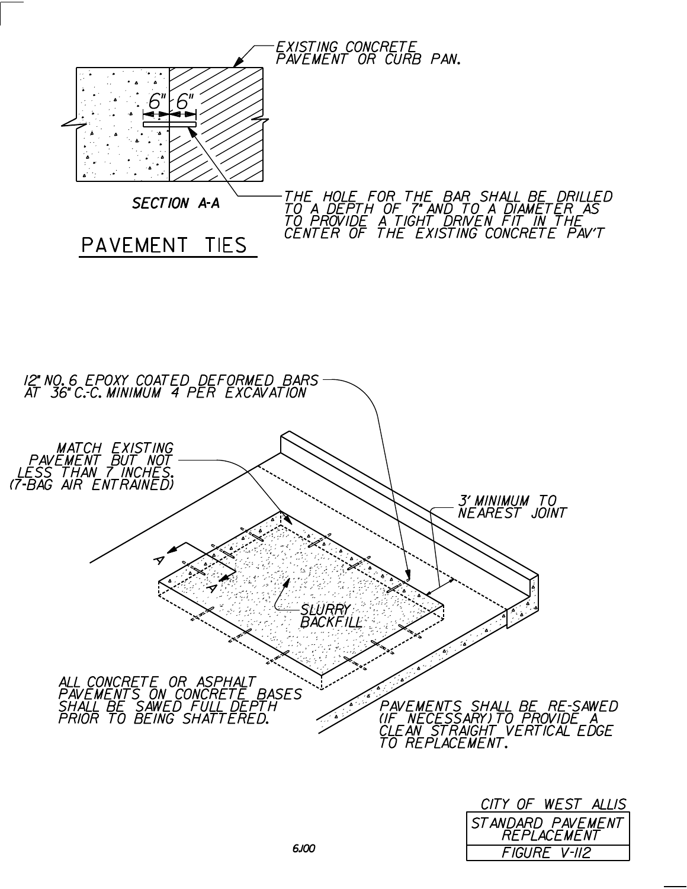EXISTING CONCRETE PAVEMENT OR CURB PAN.

6" 6"

SECTION A-A

THE HOLE FOR THE BAR SHALL BE DRILLED TO A DEPTH OF 7" AND TO A DIAMETER AS TO PROVIDE A TIGHT DRIVEN FIT IN THE CENTER OF THE EXISTING CONCRETE PAV'T

## PAVEMENT TIES

12" NO. 6 EPOXY COATED DEFORMED BARS AT 36" C.-C. MINIMUM 4 PER EXCAVATION

MATCH EXISTING PAVEMENT BUT NOT LESS THAN 7 INCHES. (7-BAG AIR ENTRAINED)

3' MINIMUM TO NEAREST JOINT

A

A

SLURRY BACKFILL

ALL CONCRETE OR ASPHALT PAVEMENTS ON CONCRETE BASES SHALL BE SAWED FULL DEPTH PRIOR TO BEING SHATTERED.

PAVEMENTS SHALL BE RE-SAWED (IF NECESSARY) TO PROVIDE A CLEAN STRAIGHT VERTICAL EDGE TO REPLACEMENT.

6J00

CITY OF WEST ALLIS

| STANDARD PAVEMENT REPLACEMENT |
| --- |
| FIGURE V-112 |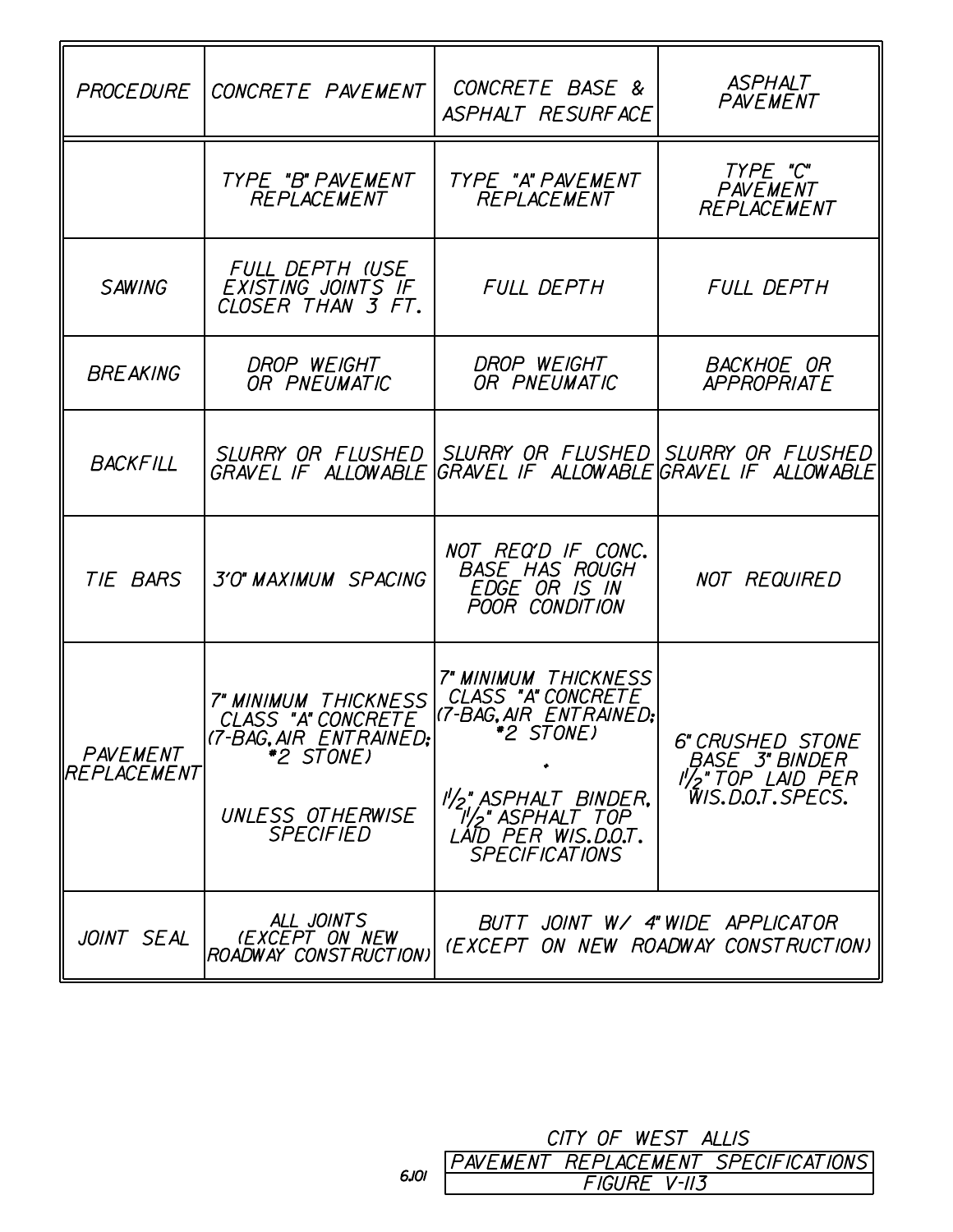| PROCEDURE | CONCRETE PAVEMENT | CONCRETE BASE & ASPHALT RESURFACE | ASPHALT PAVEMENT |
|---|---|---|---|
| | TYPE "B" PAVEMENT REPLACEMENT | TYPE "A" PAVEMENT REPLACEMENT | TYPE "C" PAVEMENT REPLACEMENT |
| SAWING | FULL DEPTH (USE EXISTING JOINTS IF CLOSER THAN 3 FT. | FULL DEPTH | FULL DEPTH |
| BREAKING | DROP WEIGHT OR PNEUMATIC | DROP WEIGHT OR PNEUMATIC | BACKHOE OR APPROPRIATE |
| BACKFILL | SLURRY OR FLUSHED GRAVEL IF ALLOWABLE | SLURRY OR FLUSHED GRAVEL IF ALLOWABLE | SLURRY OR FLUSHED GRAVEL IF ALLOWABLE |
| TIE BARS | 3'0" MAXIMUM SPACING | NOT REQ'D IF CONC. BASE HAS ROUGH EDGE OR IS IN POOR CONDITION | NOT REQUIRED |
| PAVEMENT REPLACEMENT | 7" MINIMUM THICKNESS CLASS "A" CONCRETE (7-BAG, AIR ENTRAINED; #2 STONE) UNLESS OTHERWISE SPECIFIED | 7" MINIMUM THICKNESS CLASS "A" CONCRETE (7-BAG, AIR ENTRAINED; #2 STONE) • 1½" ASPHALT BINDER, 1½" ASPHALT TOP LAID PER WIS.D.O.T. SPECIFICATIONS | 6" CRUSHED STONE BASE 3" BINDER 1½" TOP LAID PER WIS.D.O.T.SPECS. |
| JOINT SEAL | ALL JOINTS (EXCEPT ON NEW ROADWAY CONSTRUCTION) | BUTT JOINT W/ 4" WIDE APPLICATOR (EXCEPT ON NEW ROADWAY CONSTRUCTION) | |

CITY OF WEST ALLIS

PAVEMENT REPLACEMENT SPECIFICATIONS

FIGURE V-113

6J01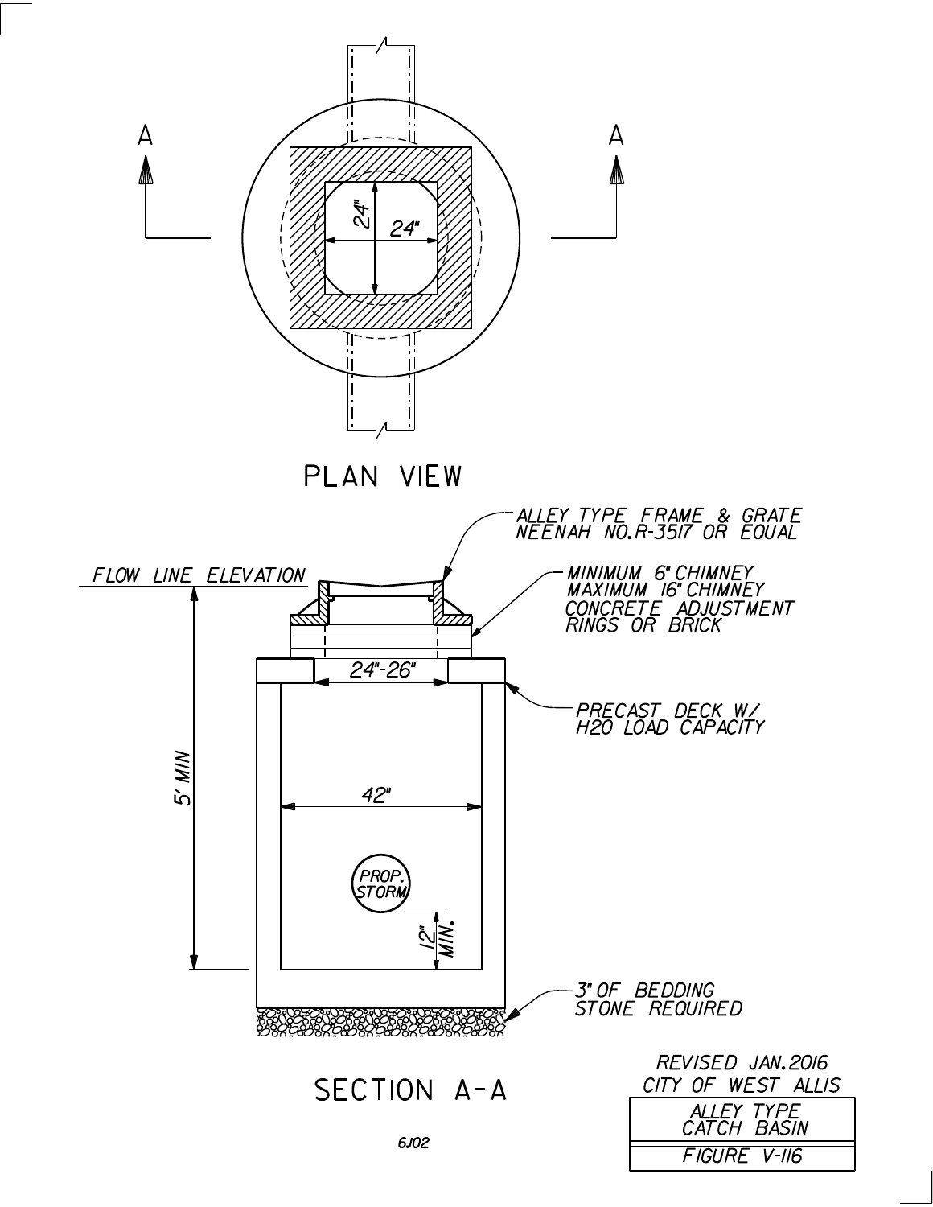## PLAN VIEW

A — A

24"

24"

## SECTION A-A

ALLEY TYPE FRAME & GRATE NEENAH NO.R-3517 OR EQUAL

FLOW LINE ELEVATION

MINIMUM 6" CHIMNEY MAXIMUM 16" CHIMNEY CONCRETE ADJUSTMENT RINGS OR BRICK

24"-26"

PRECAST DECK W/ H20 LOAD CAPACITY

5' MIN

42"

PROP. STORM

12" MIN.

3" OF BEDDING STONE REQUIRED

REVISED JAN.2016
CITY OF WEST ALLIS

| ALLEY TYPE CATCH BASIN |
| --- |
| FIGURE V-116 |

6J02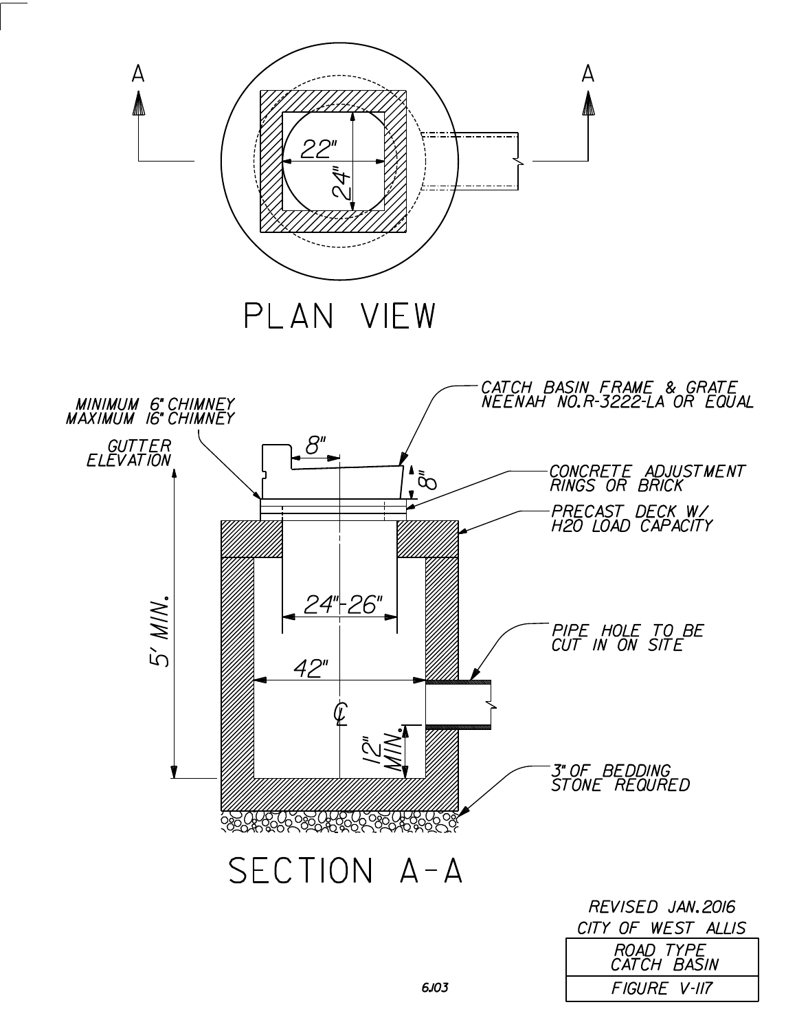PLAN VIEW

22"

24"

SECTION A-A

MINIMUM 6" CHIMNEY
MAXIMUM 16" CHIMNEY

GUTTER ELEVATION

5' MIN.

8"

8"

CATCH BASIN FRAME & GRATE NEENAH NO.R-3222-LA OR EQUAL

CONCRETE ADJUSTMENT RINGS OR BRICK

PRECAST DECK W/ H20 LOAD CAPACITY

24"-26"

PIPE HOLE TO BE CUT IN ON SITE

42"

12" MIN.

3" OF BEDDING STONE REQURED

REVISED JAN.2016

CITY OF WEST ALLIS

| ROAD TYPE CATCH BASIN |
| --- |
| FIGURE V-117 |

6J03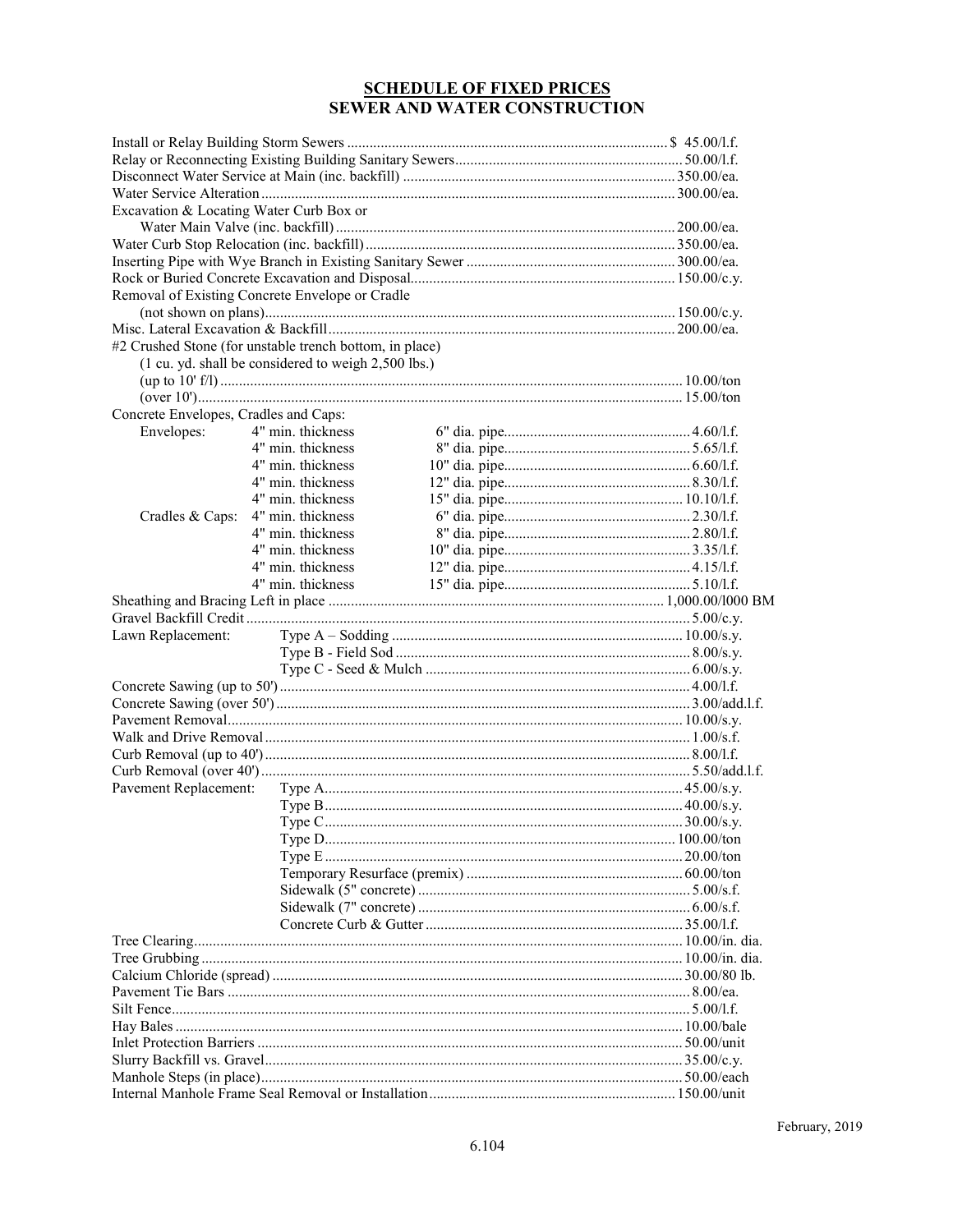## SCHEDULE OF FIXED PRICES
## SEWER AND WATER CONSTRUCTION

| | | | |
|---|---|---|---|
| Install or Relay Building Storm Sewers | | | $ 45.00/l.f. |
| Relay or Reconnecting Existing Building Sanitary Sewers | | | 50.00/l.f. |
| Disconnect Water Service at Main (inc. backfill) | | | 350.00/ea. |
| Water Service Alteration | | | 300.00/ea. |
| Excavation & Locating Water Curb Box or Water Main Valve (inc. backfill) | | | 200.00/ea. |
| Water Curb Stop Relocation (inc. backfill) | | | 350.00/ea. |
| Inserting Pipe with Wye Branch in Existing Sanitary Sewer | | | 300.00/ea. |
| Rock or Buried Concrete Excavation and Disposal | | | 150.00/c.y. |
| Removal of Existing Concrete Envelope or Cradle (not shown on plans) | | | 150.00/c.y. |
| Misc. Lateral Excavation & Backfill | | | 200.00/ea. |
| #2 Crushed Stone (for unstable trench bottom, in place) (1 cu. yd. shall be considered to weigh 2,500 lbs.) | | | |
| (up to 10' f/l) | | | 10.00/ton |
| (over 10') | | | 15.00/ton |
| Concrete Envelopes, Cradles and Caps: | | | |
| Envelopes: | 4" min. thickness | 6" dia. pipe | 4.60/l.f. |
| | 4" min. thickness | 8" dia. pipe | 5.65/l.f. |
| | 4" min. thickness | 10" dia. pipe | 6.60/l.f. |
| | 4" min. thickness | 12" dia. pipe | 8.30/l.f. |
| | 4" min. thickness | 15" dia. pipe | 10.10/l.f. |
| Cradles & Caps: | 4" min. thickness | 6" dia. pipe | 2.30/l.f. |
| | 4" min. thickness | 8" dia. pipe | 2.80/l.f. |
| | 4" min. thickness | 10" dia. pipe | 3.35/l.f. |
| | 4" min. thickness | 12" dia. pipe | 4.15/l.f. |
| | 4" min. thickness | 15" dia. pipe | 5.10/l.f. |
| Sheathing and Bracing Left in place | | | 1,000.00/l000 BM |
| Gravel Backfill Credit | | | 5.00/c.y. |
| Lawn Replacement: | Type A – Sodding | | 10.00/s.y. |
| | Type B - Field Sod | | 8.00/s.y. |
| | Type C - Seed & Mulch | | 6.00/s.y. |
| Concrete Sawing (up to 50') | | | 4.00/l.f. |
| Concrete Sawing (over 50') | | | 3.00/add.l.f. |
| Pavement Removal | | | 10.00/s.y. |
| Walk and Drive Removal | | | 1.00/s.f. |
| Curb Removal (up to 40') | | | 8.00/l.f. |
| Curb Removal (over 40') | | | 5.50/add.l.f. |
| Pavement Replacement: | Type A | | 45.00/s.y. |
| | Type B | | 40.00/s.y. |
| | Type C | | 30.00/s.y. |
| | Type D | | 100.00/ton |
| | Type E | | 20.00/ton |
| | Temporary Resurface (premix) | | 60.00/ton |
| | Sidewalk (5" concrete) | | 5.00/s.f. |
| | Sidewalk (7" concrete) | | 6.00/s.f. |
| | Concrete Curb & Gutter | | 35.00/l.f. |
| Tree Clearing | | | 10.00/in. dia. |
| Tree Grubbing | | | 10.00/in. dia. |
| Calcium Chloride (spread) | | | 30.00/80 lb. |
| Pavement Tie Bars | | | 8.00/ea. |
| Silt Fence | | | 5.00/l.f. |
| Hay Bales | | | 10.00/bale |
| Inlet Protection Barriers | | | 50.00/unit |
| Slurry Backfill vs. Gravel | | | 35.00/c.y. |
| Manhole Steps (in place) | | | 50.00/each |
| Internal Manhole Frame Seal Removal or Installation | | | 150.00/unit |

February, 2019